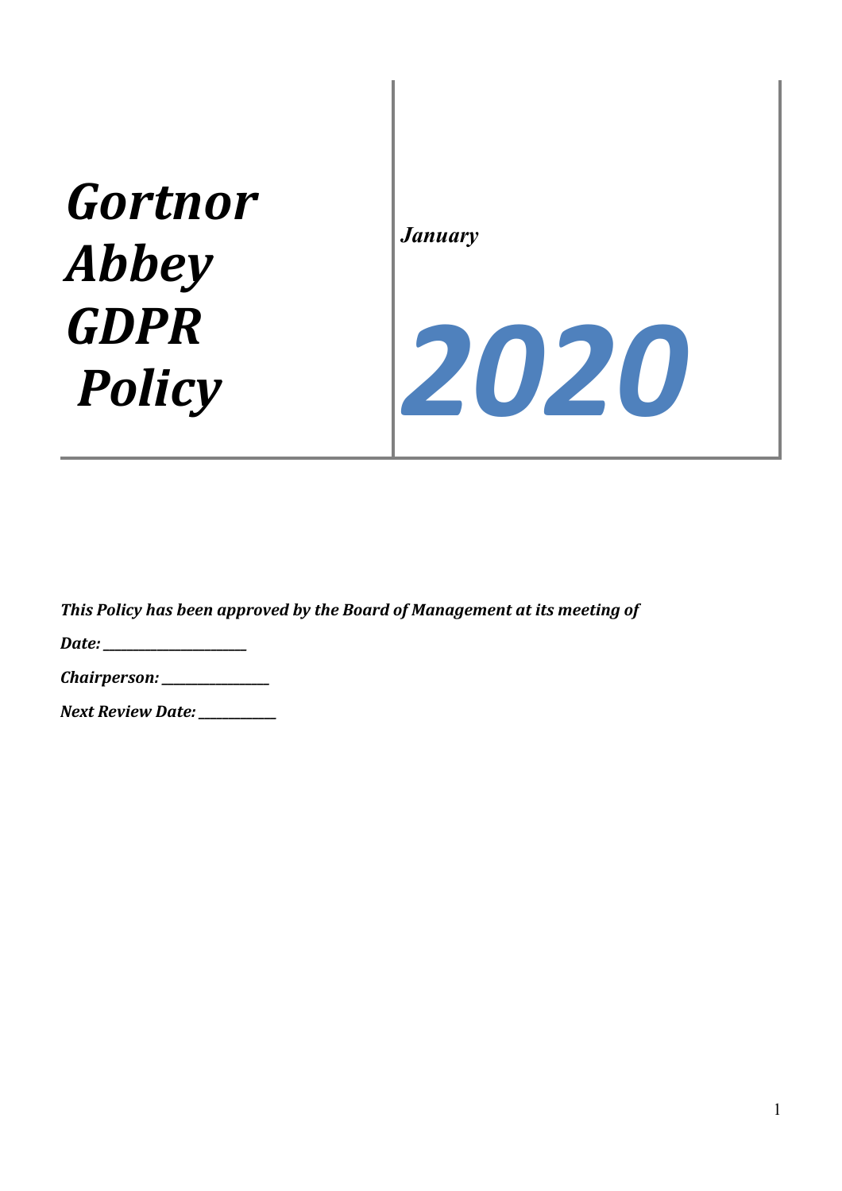# *Gortnor Abbey GDPR Policy*

***January***

***2020***

***This Policy has been approved by the Board of Management at its meeting of***

***Date: \_\_\_\_\_\_\_\_\_\_\_\_\_\_\_\_\_\_\_\_\_\_\_\_\_\_***

***Chairperson: \_\_\_\_\_\_\_\_\_\_\_\_\_\_\_\_\_\_\_\_\_\_\_***

***Next Review Date: \_\_\_\_\_\_\_\_\_\_\_\_\_\_\_\_\_***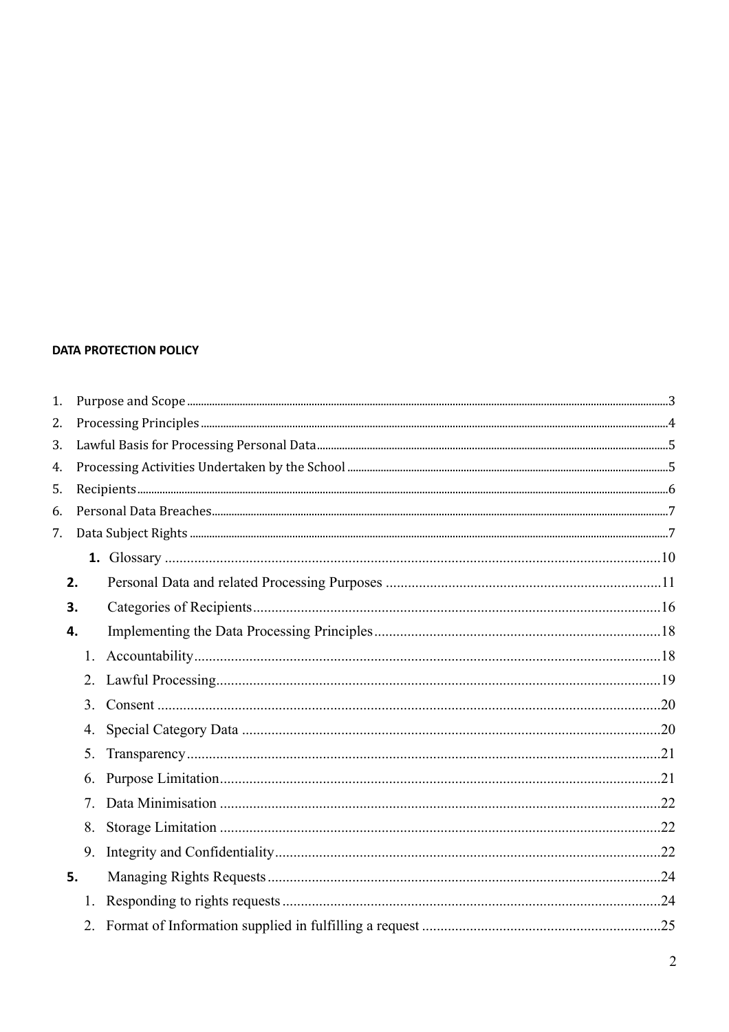**DATA PROTECTION POLICY**

1. Purpose and Scope ....3
2. Processing Principles ....4
3. Lawful Basis for Processing Personal Data ....5
4. Processing Activities Undertaken by the School ....5
5. Recipients ....6
6. Personal Data Breaches ....7
7. Data Subject Rights ....7

   **1.** Glossary ....10

**2.** Personal Data and related Processing Purposes ....11

**3.** Categories of Recipients ....16

**4.** Implementing the Data Processing Principles ....18

   1. Accountability ....18
   2. Lawful Processing ....19
   3. Consent ....20
   4. Special Category Data ....20
   5. Transparency ....21
   6. Purpose Limitation ....21
   7. Data Minimisation ....22
   8. Storage Limitation ....22
   9. Integrity and Confidentiality ....22

**5.** Managing Rights Requests ....24

   1. Responding to rights requests ....24
   2. Format of Information supplied in fulfilling a request ....25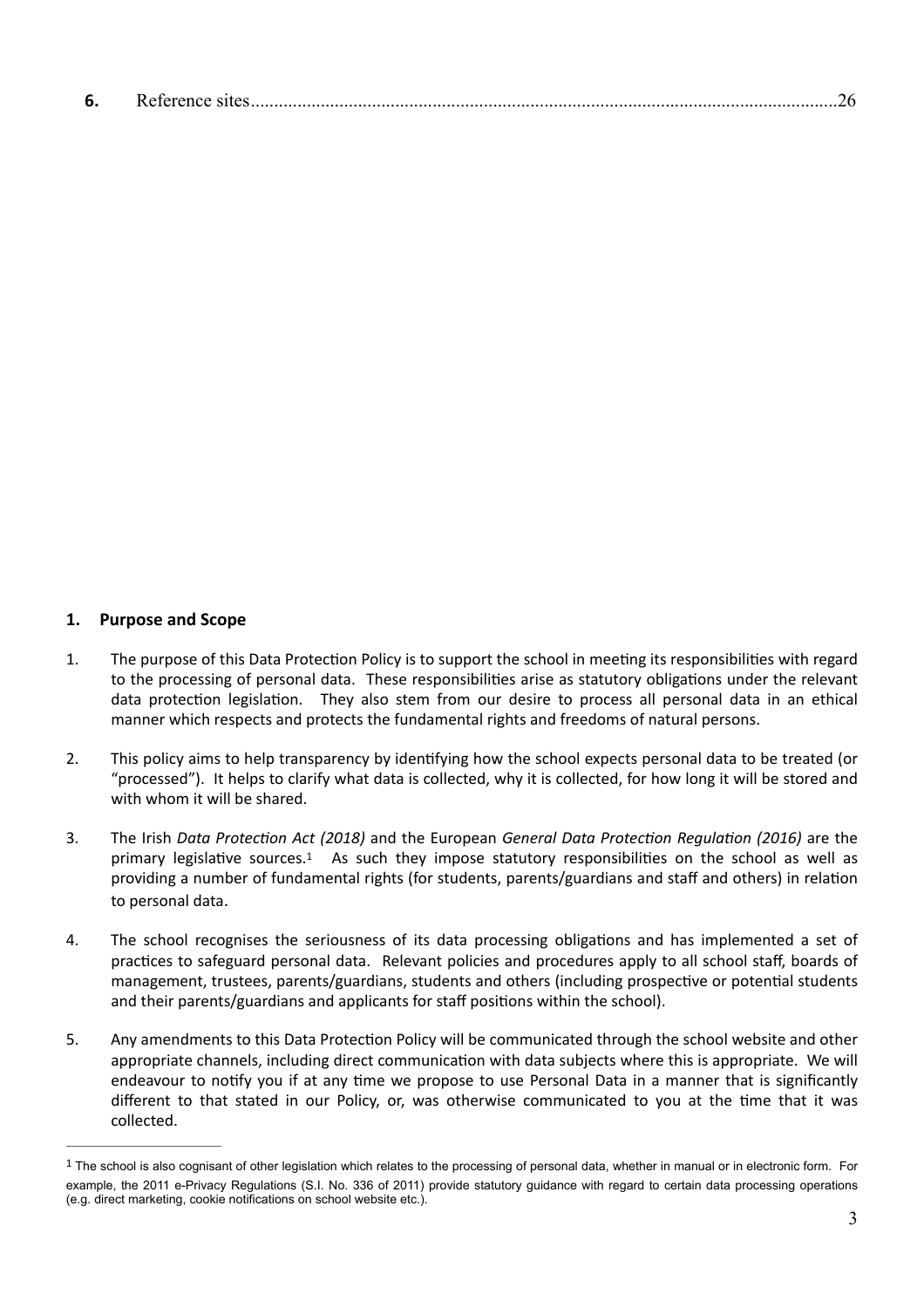**6.** Reference sites............................................................................................................................26

## 1. Purpose and Scope

1. The purpose of this Data Protection Policy is to support the school in meeting its responsibilities with regard to the processing of personal data. These responsibilities arise as statutory obligations under the relevant data protection legislation. They also stem from our desire to process all personal data in an ethical manner which respects and protects the fundamental rights and freedoms of natural persons.

2. This policy aims to help transparency by identifying how the school expects personal data to be treated (or "processed"). It helps to clarify what data is collected, why it is collected, for how long it will be stored and with whom it will be shared.

3. The Irish *Data Protection Act (2018)* and the European *General Data Protection Regulation (2016)* are the primary legislative sources.[1] As such they impose statutory responsibilities on the school as well as providing a number of fundamental rights (for students, parents/guardians and staff and others) in relation to personal data.

4. The school recognises the seriousness of its data processing obligations and has implemented a set of practices to safeguard personal data. Relevant policies and procedures apply to all school staff, boards of management, trustees, parents/guardians, students and others (including prospective or potential students and their parents/guardians and applicants for staff positions within the school).

5. Any amendments to this Data Protection Policy will be communicated through the school website and other appropriate channels, including direct communication with data subjects where this is appropriate. We will endeavour to notify you if at any time we propose to use Personal Data in a manner that is significantly different to that stated in our Policy, or, was otherwise communicated to you at the time that it was collected.

---

[1] The school is also cognisant of other legislation which relates to the processing of personal data, whether in manual or in electronic form. For example, the 2011 e-Privacy Regulations (S.I. No. 336 of 2011) provide statutory guidance with regard to certain data processing operations (e.g. direct marketing, cookie notifications on school website etc.).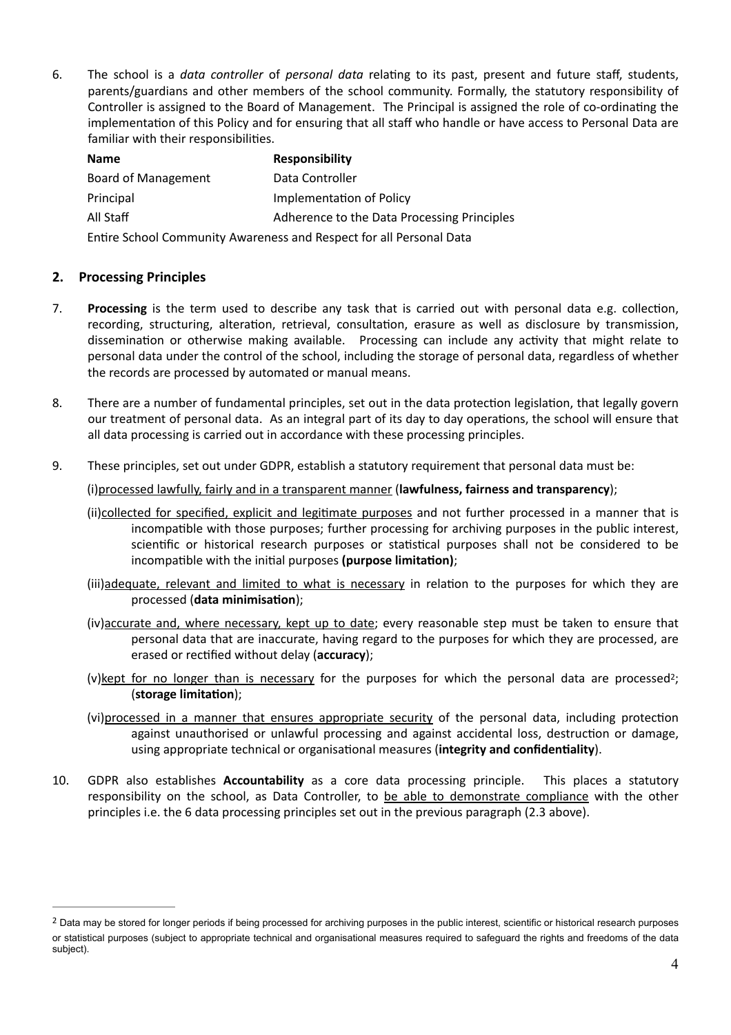6. The school is a *data controller* of *personal data* relating to its past, present and future staff, students, parents/guardians and other members of the school community. Formally, the statutory responsibility of Controller is assigned to the Board of Management. The Principal is assigned the role of co-ordinating the implementation of this Policy and for ensuring that all staff who handle or have access to Personal Data are familiar with their responsibilities.

| **Name** | **Responsibility** |
|---|---|
| Board of Management | Data Controller |
| Principal | Implementation of Policy |
| All Staff | Adherence to the Data Processing Principles |
| Entire School Community | Awareness and Respect for all Personal Data |

## 2. Processing Principles

7. **Processing** is the term used to describe any task that is carried out with personal data e.g. collection, recording, structuring, alteration, retrieval, consultation, erasure as well as disclosure by transmission, dissemination or otherwise making available. Processing can include any activity that might relate to personal data under the control of the school, including the storage of personal data, regardless of whether the records are processed by automated or manual means.

8. There are a number of fundamental principles, set out in the data protection legislation, that legally govern our treatment of personal data. As an integral part of its day to day operations, the school will ensure that all data processing is carried out in accordance with these processing principles.

9. These principles, set out under GDPR, establish a statutory requirement that personal data must be:

   (i) <u>processed lawfully, fairly and in a transparent manner</u> (**lawfulness, fairness and transparency**);

   (ii) <u>collected for specified, explicit and legitimate purposes</u> and not further processed in a manner that is incompatible with those purposes; further processing for archiving purposes in the public interest, scientific or historical research purposes or statistical purposes shall not be considered to be incompatible with the initial purposes **(purpose limitation)**;

   (iii) <u>adequate, relevant and limited to what is necessary</u> in relation to the purposes for which they are processed (**data minimisation**);

   (iv) <u>accurate and, where necessary, kept up to date</u>; every reasonable step must be taken to ensure that personal data that are inaccurate, having regard to the purposes for which they are processed, are erased or rectified without delay (**accuracy**);

   (v) <u>kept for no longer than is necessary</u> for the purposes for which the personal data are processed[2]; (**storage limitation**);

   (vi) <u>processed in a manner that ensures appropriate security</u> of the personal data, including protection against unauthorised or unlawful processing and against accidental loss, destruction or damage, using appropriate technical or organisational measures (**integrity and confidentiality**).

10. GDPR also establishes **Accountability** as a core data processing principle. This places a statutory responsibility on the school, as Data Controller, to <u>be able to demonstrate compliance</u> with the other principles i.e. the 6 data processing principles set out in the previous paragraph (2.3 above).

---

[2] Data may be stored for longer periods if being processed for archiving purposes in the public interest, scientific or historical research purposes or statistical purposes (subject to appropriate technical and organisational measures required to safeguard the rights and freedoms of the data subject).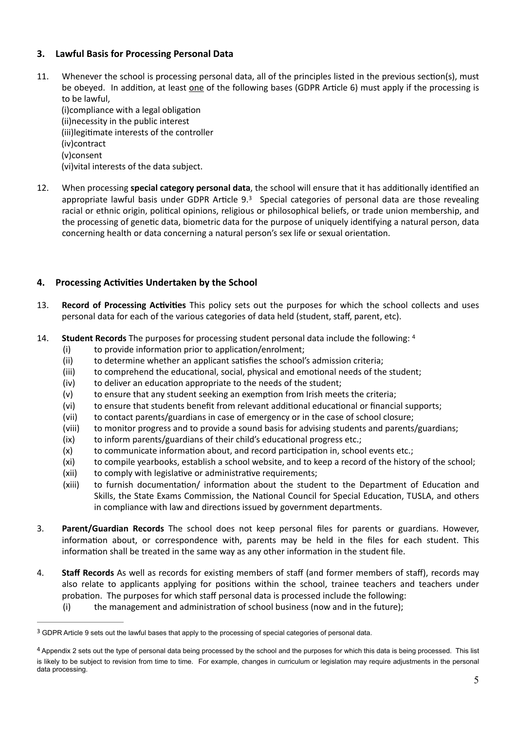## 3. Lawful Basis for Processing Personal Data

11. Whenever the school is processing personal data, all of the principles listed in the previous section(s), must be obeyed. In addition, at least one of the following bases (GDPR Article 6) must apply if the processing is to be lawful,
    (i)compliance with a legal obligation
    (ii)necessity in the public interest
    (iii)legitimate interests of the controller
    (iv)contract
    (v)consent
    (vi)vital interests of the data subject.

12. When processing **special category personal data**, the school will ensure that it has additionally identified an appropriate lawful basis under GDPR Article 9.[3] Special categories of personal data are those revealing racial or ethnic origin, political opinions, religious or philosophical beliefs, or trade union membership, and the processing of genetic data, biometric data for the purpose of uniquely identifying a natural person, data concerning health or data concerning a natural person's sex life or sexual orientation.

## 4. Processing Activities Undertaken by the School

13. **Record of Processing Activities** This policy sets out the purposes for which the school collects and uses personal data for each of the various categories of data held (student, staff, parent, etc).

14. **Student Records** The purposes for processing student personal data include the following: [4]
    (i) to provide information prior to application/enrolment;
    (ii) to determine whether an applicant satisfies the school's admission criteria;
    (iii) to comprehend the educational, social, physical and emotional needs of the student;
    (iv) to deliver an education appropriate to the needs of the student;
    (v) to ensure that any student seeking an exemption from Irish meets the criteria;
    (vi) to ensure that students benefit from relevant additional educational or financial supports;
    (vii) to contact parents/guardians in case of emergency or in the case of school closure;
    (viii) to monitor progress and to provide a sound basis for advising students and parents/guardians;
    (ix) to inform parents/guardians of their child's educational progress etc.;
    (x) to communicate information about, and record participation in, school events etc.;
    (xi) to compile yearbooks, establish a school website, and to keep a record of the history of the school;
    (xii) to comply with legislative or administrative requirements;
    (xiii) to furnish documentation/ information about the student to the Department of Education and Skills, the State Exams Commission, the National Council for Special Education, TUSLA, and others in compliance with law and directions issued by government departments.

3. **Parent/Guardian Records** The school does not keep personal files for parents or guardians. However, information about, or correspondence with, parents may be held in the files for each student. This information shall be treated in the same way as any other information in the student file.

4. **Staff Records** As well as records for existing members of staff (and former members of staff), records may also relate to applicants applying for positions within the school, trainee teachers and teachers under probation. The purposes for which staff personal data is processed include the following:
    (i) the management and administration of school business (now and in the future);

---

[3] GDPR Article 9 sets out the lawful bases that apply to the processing of special categories of personal data.

[4] Appendix 2 sets out the type of personal data being processed by the school and the purposes for which this data is being processed. This list is likely to be subject to revision from time to time. For example, changes in curriculum or legislation may require adjustments in the personal data processing.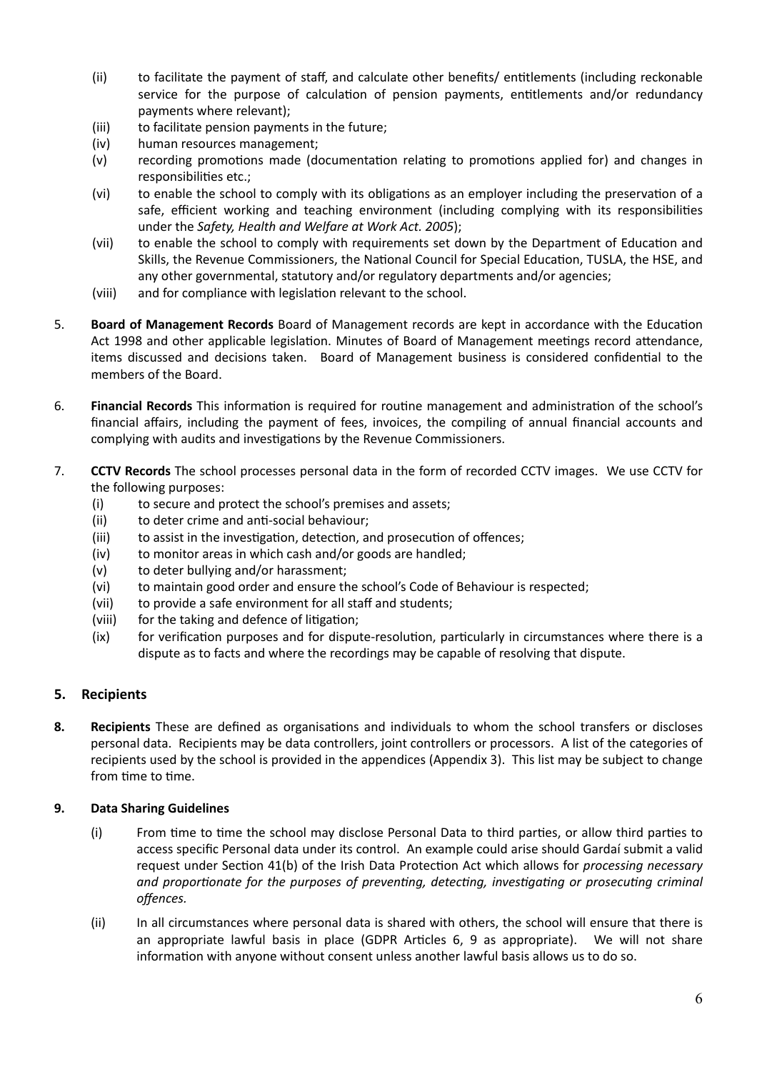(ii) to facilitate the payment of staff, and calculate other benefits/ entitlements (including reckonable service for the purpose of calculation of pension payments, entitlements and/or redundancy payments where relevant);

(iii) to facilitate pension payments in the future;

(iv) human resources management;

(v) recording promotions made (documentation relating to promotions applied for) and changes in responsibilities etc.;

(vi) to enable the school to comply with its obligations as an employer including the preservation of a safe, efficient working and teaching environment (including complying with its responsibilities under the *Safety, Health and Welfare at Work Act. 2005*);

(vii) to enable the school to comply with requirements set down by the Department of Education and Skills, the Revenue Commissioners, the National Council for Special Education, TUSLA, the HSE, and any other governmental, statutory and/or regulatory departments and/or agencies;

(viii) and for compliance with legislation relevant to the school.

5. **Board of Management Records** Board of Management records are kept in accordance with the Education Act 1998 and other applicable legislation. Minutes of Board of Management meetings record attendance, items discussed and decisions taken. Board of Management business is considered confidential to the members of the Board.

6. **Financial Records** This information is required for routine management and administration of the school's financial affairs, including the payment of fees, invoices, the compiling of annual financial accounts and complying with audits and investigations by the Revenue Commissioners.

7. **CCTV Records** The school processes personal data in the form of recorded CCTV images. We use CCTV for the following purposes:

   (i) to secure and protect the school's premises and assets;

   (ii) to deter crime and anti-social behaviour;

   (iii) to assist in the investigation, detection, and prosecution of offences;

   (iv) to monitor areas in which cash and/or goods are handled;

   (v) to deter bullying and/or harassment;

   (vi) to maintain good order and ensure the school's Code of Behaviour is respected;

   (vii) to provide a safe environment for all staff and students;

   (viii) for the taking and defence of litigation;

   (ix) for verification purposes and for dispute-resolution, particularly in circumstances where there is a dispute as to facts and where the recordings may be capable of resolving that dispute.

## 5. Recipients

**8. Recipients** These are defined as organisations and individuals to whom the school transfers or discloses personal data. Recipients may be data controllers, joint controllers or processors. A list of the categories of recipients used by the school is provided in the appendices (Appendix 3). This list may be subject to change from time to time.

**9. Data Sharing Guidelines**

(i) From time to time the school may disclose Personal Data to third parties, or allow third parties to access specific Personal data under its control. An example could arise should Gardaí submit a valid request under Section 41(b) of the Irish Data Protection Act which allows for *processing necessary and proportionate for the purposes of preventing, detecting, investigating or prosecuting criminal offences.*

(ii) In all circumstances where personal data is shared with others, the school will ensure that there is an appropriate lawful basis in place (GDPR Articles 6, 9 as appropriate). We will not share information with anyone without consent unless another lawful basis allows us to do so.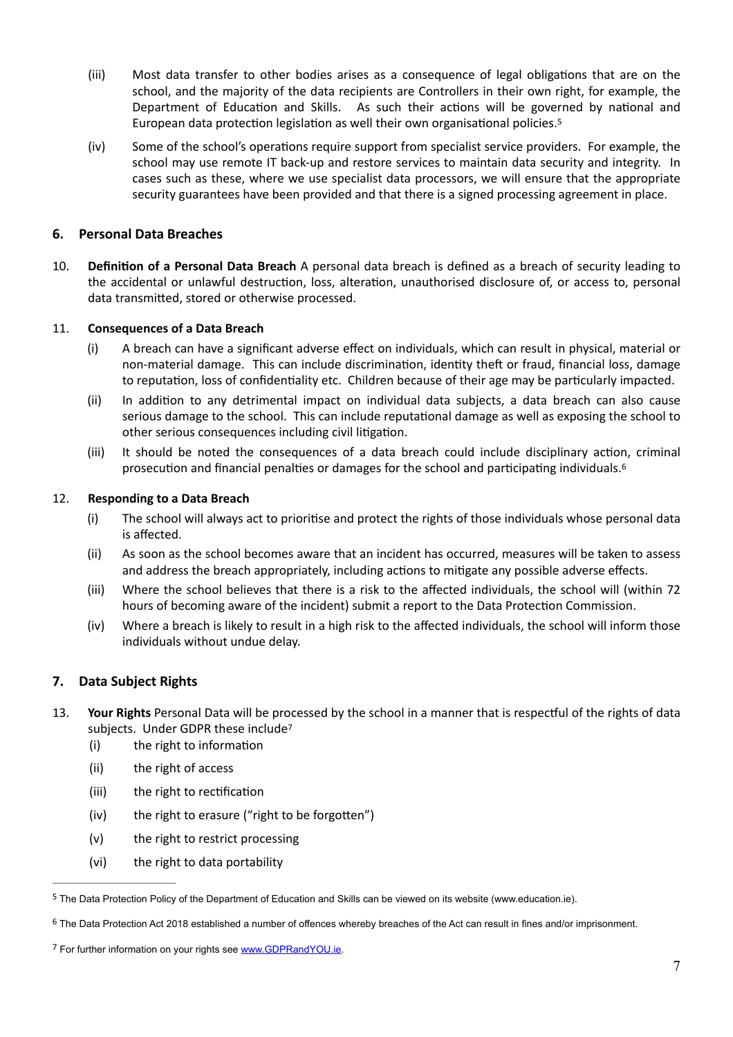(iii) Most data transfer to other bodies arises as a consequence of legal obligations that are on the school, and the majority of the data recipients are Controllers in their own right, for example, the Department of Education and Skills. As such their actions will be governed by national and European data protection legislation as well their own organisational policies.[5]

(iv) Some of the school's operations require support from specialist service providers. For example, the school may use remote IT back-up and restore services to maintain data security and integrity. In cases such as these, where we use specialist data processors, we will ensure that the appropriate security guarantees have been provided and that there is a signed processing agreement in place.

## 6. Personal Data Breaches

10. **Definition of a Personal Data Breach** A personal data breach is defined as a breach of security leading to the accidental or unlawful destruction, loss, alteration, unauthorised disclosure of, or access to, personal data transmitted, stored or otherwise processed.

11. **Consequences of a Data Breach**

    (i) A breach can have a significant adverse effect on individuals, which can result in physical, material or non-material damage. This can include discrimination, identity theft or fraud, financial loss, damage to reputation, loss of confidentiality etc. Children because of their age may be particularly impacted.

    (ii) In addition to any detrimental impact on individual data subjects, a data breach can also cause serious damage to the school. This can include reputational damage as well as exposing the school to other serious consequences including civil litigation.

    (iii) It should be noted the consequences of a data breach could include disciplinary action, criminal prosecution and financial penalties or damages for the school and participating individuals.[6]

12. **Responding to a Data Breach**

    (i) The school will always act to prioritise and protect the rights of those individuals whose personal data is affected.

    (ii) As soon as the school becomes aware that an incident has occurred, measures will be taken to assess and address the breach appropriately, including actions to mitigate any possible adverse effects.

    (iii) Where the school believes that there is a risk to the affected individuals, the school will (within 72 hours of becoming aware of the incident) submit a report to the Data Protection Commission.

    (iv) Where a breach is likely to result in a high risk to the affected individuals, the school will inform those individuals without undue delay.

## 7. Data Subject Rights

13. **Your Rights** Personal Data will be processed by the school in a manner that is respectful of the rights of data subjects. Under GDPR these include[7]

    (i) the right to information

    (ii) the right of access

    (iii) the right to rectification

    (iv) the right to erasure ("right to be forgotten")

    (v) the right to restrict processing

    (vi) the right to data portability

---

[5] The Data Protection Policy of the Department of Education and Skills can be viewed on its website (www.education.ie).

[6] The Data Protection Act 2018 established a number of offences whereby breaches of the Act can result in fines and/or imprisonment.

[7] For further information on your rights see www.GDPRandYOU.ie.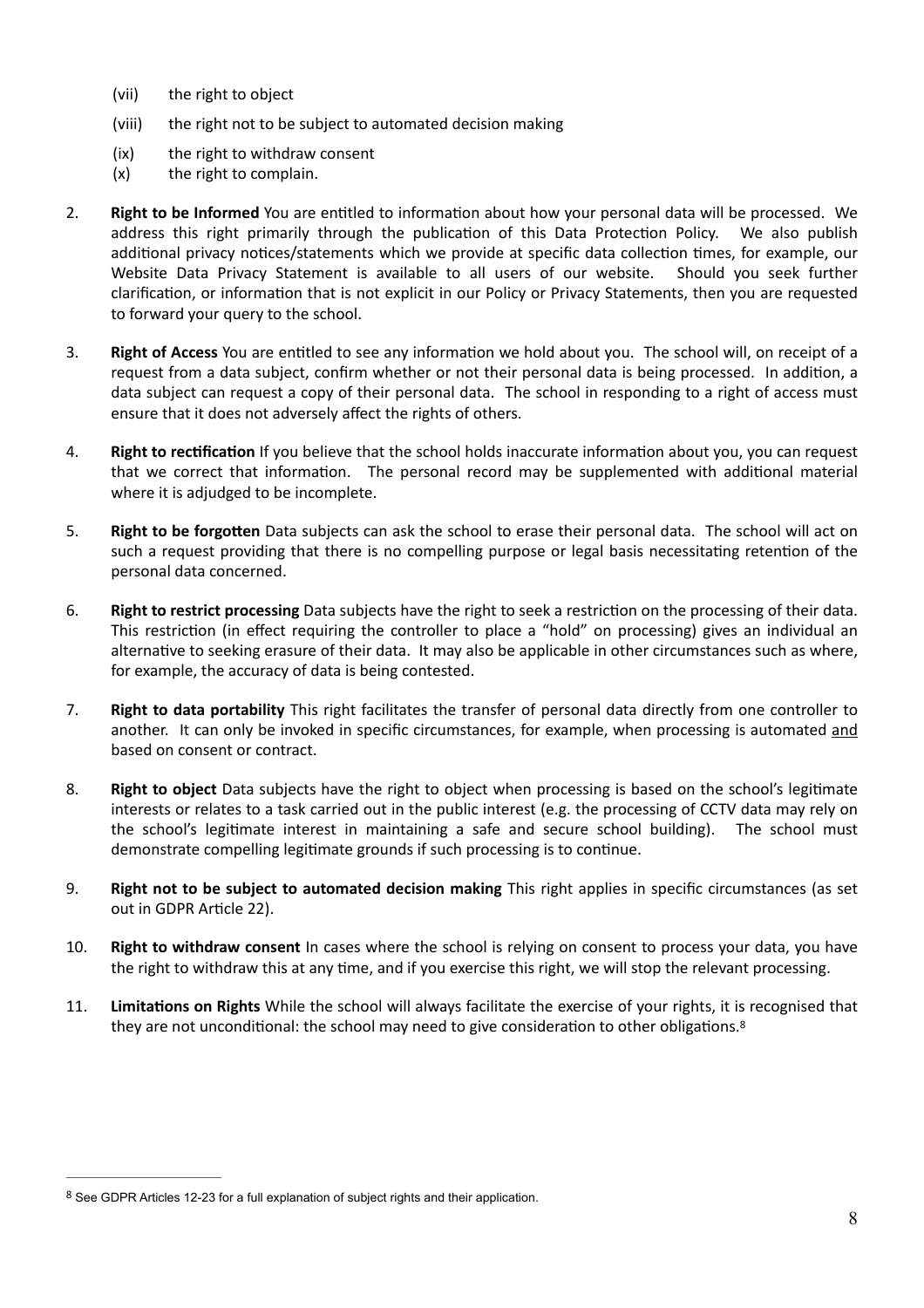(vii) the right to object

(viii) the right not to be subject to automated decision making

(ix) the right to withdraw consent

(x) the right to complain.

2. **Right to be Informed** You are entitled to information about how your personal data will be processed. We address this right primarily through the publication of this Data Protection Policy. We also publish additional privacy notices/statements which we provide at specific data collection times, for example, our Website Data Privacy Statement is available to all users of our website. Should you seek further clarification, or information that is not explicit in our Policy or Privacy Statements, then you are requested to forward your query to the school.

3. **Right of Access** You are entitled to see any information we hold about you. The school will, on receipt of a request from a data subject, confirm whether or not their personal data is being processed. In addition, a data subject can request a copy of their personal data. The school in responding to a right of access must ensure that it does not adversely affect the rights of others.

4. **Right to rectification** If you believe that the school holds inaccurate information about you, you can request that we correct that information. The personal record may be supplemented with additional material where it is adjudged to be incomplete.

5. **Right to be forgotten** Data subjects can ask the school to erase their personal data. The school will act on such a request providing that there is no compelling purpose or legal basis necessitating retention of the personal data concerned.

6. **Right to restrict processing** Data subjects have the right to seek a restriction on the processing of their data. This restriction (in effect requiring the controller to place a "hold" on processing) gives an individual an alternative to seeking erasure of their data. It may also be applicable in other circumstances such as where, for example, the accuracy of data is being contested.

7. **Right to data portability** This right facilitates the transfer of personal data directly from one controller to another. It can only be invoked in specific circumstances, for example, when processing is automated and based on consent or contract.

8. **Right to object** Data subjects have the right to object when processing is based on the school's legitimate interests or relates to a task carried out in the public interest (e.g. the processing of CCTV data may rely on the school's legitimate interest in maintaining a safe and secure school building). The school must demonstrate compelling legitimate grounds if such processing is to continue.

9. **Right not to be subject to automated decision making** This right applies in specific circumstances (as set out in GDPR Article 22).

10. **Right to withdraw consent** In cases where the school is relying on consent to process your data, you have the right to withdraw this at any time, and if you exercise this right, we will stop the relevant processing.

11. **Limitations on Rights** While the school will always facilitate the exercise of your rights, it is recognised that they are not unconditional: the school may need to give consideration to other obligations.[8]

---

[8] See GDPR Articles 12-23 for a full explanation of subject rights and their application.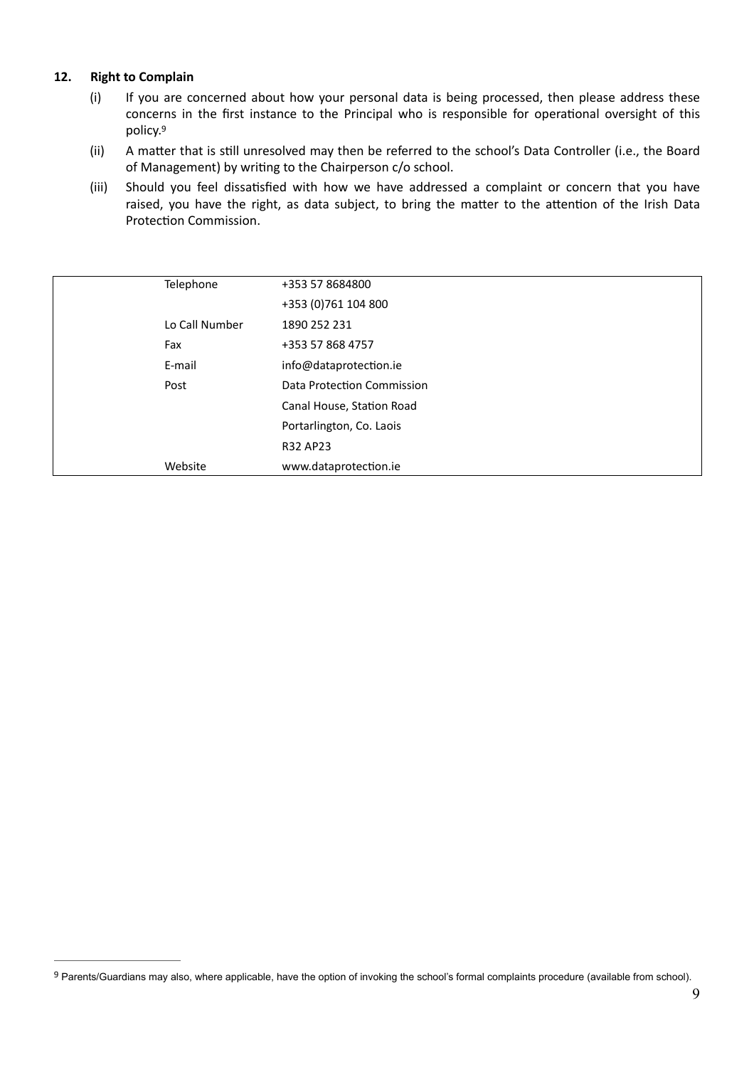## 12. Right to Complain

(i) If you are concerned about how your personal data is being processed, then please address these concerns in the first instance to the Principal who is responsible for operational oversight of this policy.[9]

(ii) A matter that is still unresolved may then be referred to the school's Data Controller (i.e., the Board of Management) by writing to the Chairperson c/o school.

(iii) Should you feel dissatisfied with how we have addressed a complaint or concern that you have raised, you have the right, as data subject, to bring the matter to the attention of the Irish Data Protection Commission.

| | |
|---|---|
| Telephone | +353 57 8684800 |
| | +353 (0)761 104 800 |
| Lo Call Number | 1890 252 231 |
| Fax | +353 57 868 4757 |
| E-mail | info@dataprotection.ie |
| Post | Data Protection Commission |
| | Canal House, Station Road |
| | Portarlington, Co. Laois |
| | R32 AP23 |
| Website | www.dataprotection.ie |

[9] Parents/Guardians may also, where applicable, have the option of invoking the school's formal complaints procedure (available from school).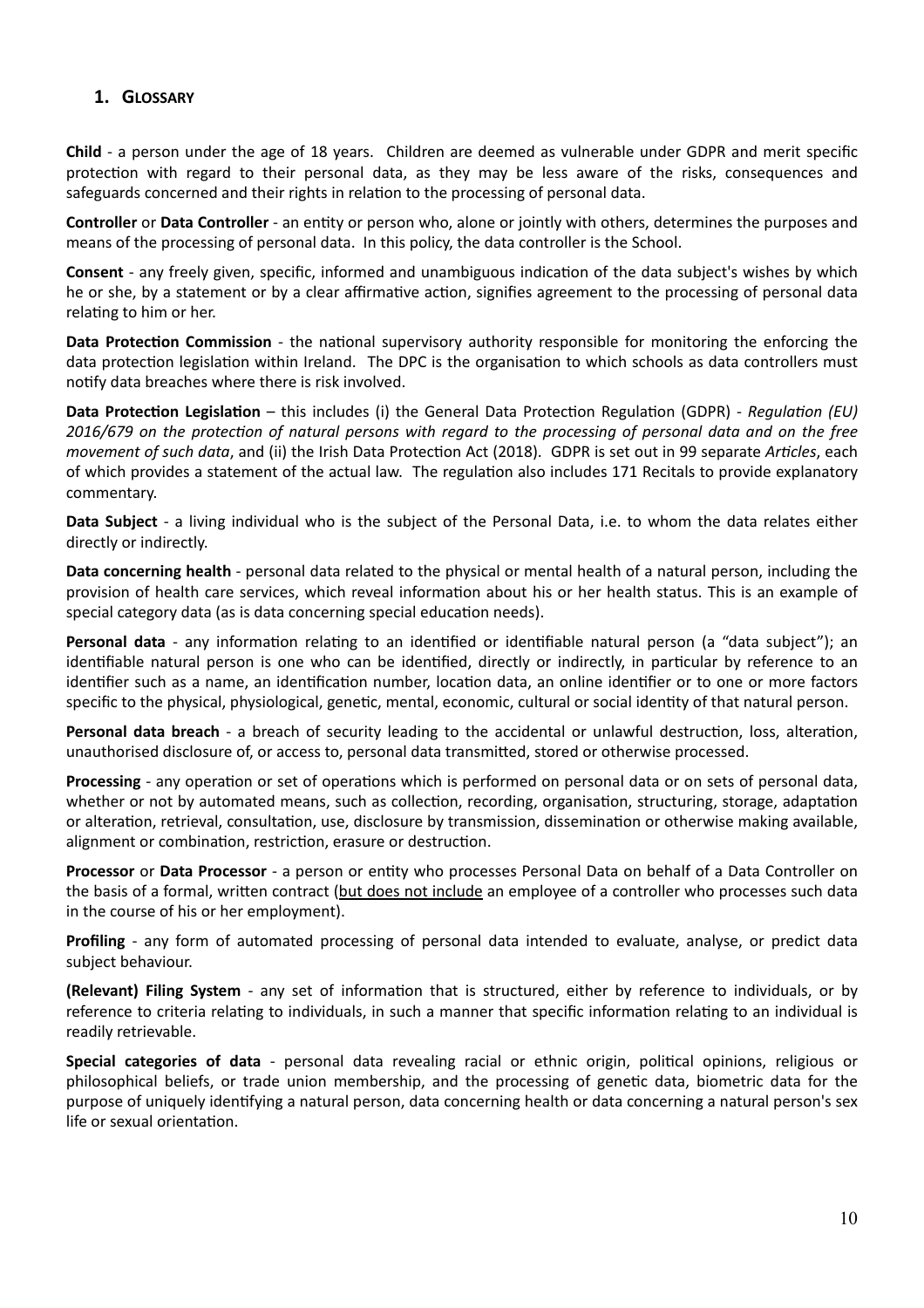## 1. Glossary

**Child** - a person under the age of 18 years. Children are deemed as vulnerable under GDPR and merit specific protection with regard to their personal data, as they may be less aware of the risks, consequences and safeguards concerned and their rights in relation to the processing of personal data.

**Controller** or **Data Controller** - an entity or person who, alone or jointly with others, determines the purposes and means of the processing of personal data. In this policy, the data controller is the School.

**Consent** - any freely given, specific, informed and unambiguous indication of the data subject's wishes by which he or she, by a statement or by a clear affirmative action, signifies agreement to the processing of personal data relating to him or her.

**Data Protection Commission** - the national supervisory authority responsible for monitoring the enforcing the data protection legislation within Ireland. The DPC is the organisation to which schools as data controllers must notify data breaches where there is risk involved.

**Data Protection Legislation** – this includes (i) the General Data Protection Regulation (GDPR) - *Regulation (EU) 2016/679 on the protection of natural persons with regard to the processing of personal data and on the free movement of such data*, and (ii) the Irish Data Protection Act (2018). GDPR is set out in 99 separate *Articles*, each of which provides a statement of the actual law. The regulation also includes 171 Recitals to provide explanatory commentary.

**Data Subject** - a living individual who is the subject of the Personal Data, i.e. to whom the data relates either directly or indirectly.

**Data concerning health** - personal data related to the physical or mental health of a natural person, including the provision of health care services, which reveal information about his or her health status. This is an example of special category data (as is data concerning special education needs).

**Personal data** - any information relating to an identified or identifiable natural person (a "data subject"); an identifiable natural person is one who can be identified, directly or indirectly, in particular by reference to an identifier such as a name, an identification number, location data, an online identifier or to one or more factors specific to the physical, physiological, genetic, mental, economic, cultural or social identity of that natural person.

**Personal data breach** - a breach of security leading to the accidental or unlawful destruction, loss, alteration, unauthorised disclosure of, or access to, personal data transmitted, stored or otherwise processed.

**Processing** - any operation or set of operations which is performed on personal data or on sets of personal data, whether or not by automated means, such as collection, recording, organisation, structuring, storage, adaptation or alteration, retrieval, consultation, use, disclosure by transmission, dissemination or otherwise making available, alignment or combination, restriction, erasure or destruction.

**Processor** or **Data Processor** - a person or entity who processes Personal Data on behalf of a Data Controller on the basis of a formal, written contract (<u>but does not include</u> an employee of a controller who processes such data in the course of his or her employment).

**Profiling** - any form of automated processing of personal data intended to evaluate, analyse, or predict data subject behaviour.

**(Relevant) Filing System** - any set of information that is structured, either by reference to individuals, or by reference to criteria relating to individuals, in such a manner that specific information relating to an individual is readily retrievable.

**Special categories of data** - personal data revealing racial or ethnic origin, political opinions, religious or philosophical beliefs, or trade union membership, and the processing of genetic data, biometric data for the purpose of uniquely identifying a natural person, data concerning health or data concerning a natural person's sex life or sexual orientation.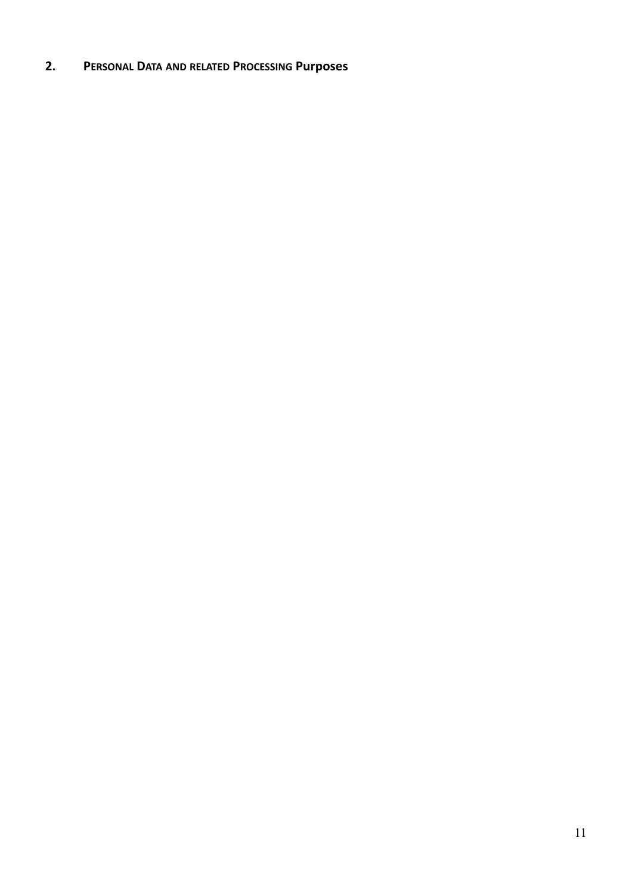## 2. PERSONAL DATA AND RELATED PROCESSING Purposes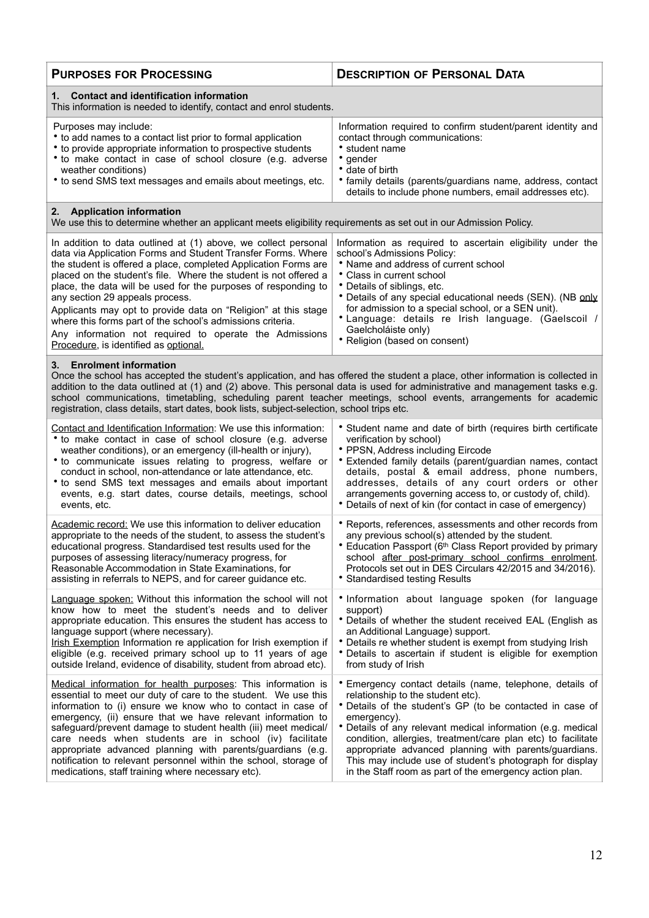| **PURPOSES FOR PROCESSING** | **DESCRIPTION OF PERSONAL DATA** |
| --- | --- |
| **1. Contact and identification information**<br>This information is needed to identify, contact and enrol students. | |
| Purposes may include:<br>• to add names to a contact list prior to formal application<br>• to provide appropriate information to prospective students<br>• to make contact in case of school closure (e.g. adverse weather conditions)<br>• to send SMS text messages and emails about meetings, etc. | Information required to confirm student/parent identity and contact through communications:<br>• student name<br>• gender<br>• date of birth<br>• family details (parents/guardians name, address, contact details to include phone numbers, email addresses etc). |
| **2. Application information**<br>We use this to determine whether an applicant meets eligibility requirements as set out in our Admission Policy. | |
| In addition to data outlined at (1) above, we collect personal data via Application Forms and Student Transfer Forms. Where the student is offered a place, completed Application Forms are placed on the student's file. Where the student is not offered a place, the data will be used for the purposes of responding to any section 29 appeals process.<br>Applicants may opt to provide data on "Religion" at this stage where this forms part of the school's admissions criteria.<br>Any information not required to operate the Admissions Procedure, is identified as <u>optional.</u> | Information as required to ascertain eligibility under the school's Admissions Policy:<br>• Name and address of current school<br>• Class in current school<br>• Details of siblings, etc.<br>• Details of any special educational needs (SEN). (NB <u>only</u> for admission to a special school, or a SEN unit).<br>• Language: details re Irish language. (Gaelscoil / Gaelcholáiste only)<br>• Religion (based on consent) |
| **3. Enrolment information**<br>Once the school has accepted the student's application, and has offered the student a place, other information is collected in addition to the data outlined at (1) and (2) above. This personal data is used for administrative and management tasks e.g. school communications, timetabling, scheduling parent teacher meetings, school events, arrangements for academic registration, class details, start dates, book lists, subject-selection, school trips etc. | |
| <u>Contact and Identification Information</u>: We use this information:<br>• to make contact in case of school closure (e.g. adverse weather conditions), or an emergency (ill-health or injury),<br>• to communicate issues relating to progress, welfare or conduct in school, non-attendance or late attendance, etc.<br>• to send SMS text messages and emails about important events, e.g. start dates, course details, meetings, school events, etc. | • Student name and date of birth (requires birth certificate verification by school)<br>• PPSN, Address including Eircode<br>• Extended family details (parent/guardian names, contact details, postal & email address, phone numbers, addresses, details of any court orders or other arrangements governing access to, or custody of, child).<br>• Details of next of kin (for contact in case of emergency) |
| <u>Academic record:</u> We use this information to deliver education appropriate to the needs of the student, to assess the student's educational progress. Standardised test results used for the purposes of assessing literacy/numeracy progress, for Reasonable Accommodation in State Examinations, for assisting in referrals to NEPS, and for career guidance etc. | • Reports, references, assessments and other records from any previous school(s) attended by the student.<br>• Education Passport (6th Class Report provided by primary school <u>after post-primary school confirms enrolment</u>. Protocols set out in DES Circulars 42/2015 and 34/2016).<br>• Standardised testing Results |
| <u>Language spoken:</u> Without this information the school will not know how to meet the student's needs and to deliver appropriate education. This ensures the student has access to language support (where necessary).<br><u>Irish Exemption</u> Information re application for Irish exemption if eligible (e.g. received primary school up to 11 years of age outside Ireland, evidence of disability, student from abroad etc). | • Information about language spoken (for language support)<br>• Details of whether the student received EAL (English as an Additional Language) support.<br>• Details re whether student is exempt from studying Irish<br>• Details to ascertain if student is eligible for exemption from study of Irish |
| <u>Medical information for health purposes</u>: This information is essential to meet our duty of care to the student. We use this information to (i) ensure we know who to contact in case of emergency, (ii) ensure that we have relevant information to safeguard/prevent damage to student health (iii) meet medical/care needs when students are in school (iv) facilitate appropriate advanced planning with parents/guardians (e.g. notification to relevant personnel within the school, storage of medications, staff training where necessary etc). | • Emergency contact details (name, telephone, details of relationship to the student etc).<br>• Details of the student's GP (to be contacted in case of emergency).<br>• Details of any relevant medical information (e.g. medical condition, allergies, treatment/care plan etc) to facilitate appropriate advanced planning with parents/guardians. This may include use of student's photograph for display in the Staff room as part of the emergency action plan. |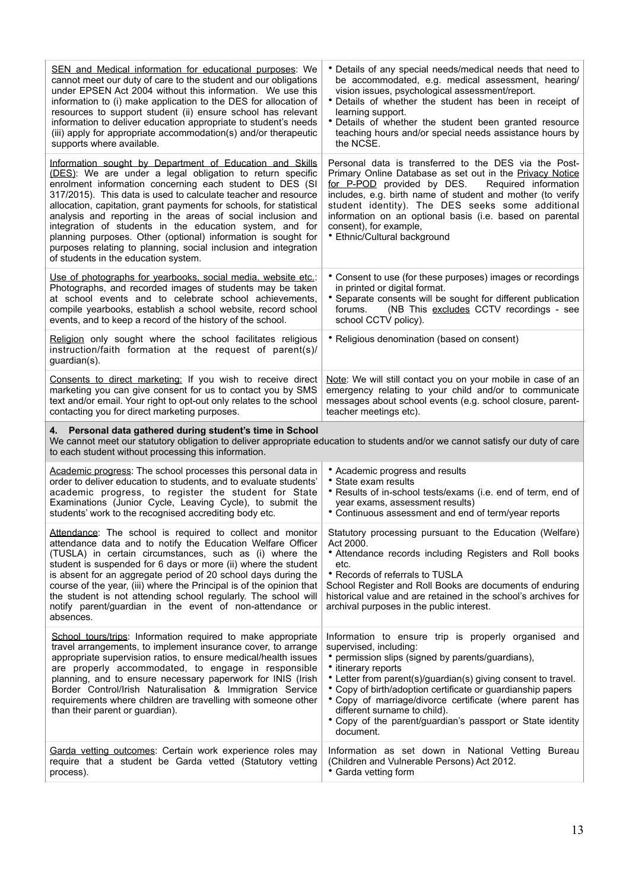| | |
|---|---|
| SEN and Medical information for educational purposes: We cannot meet our duty of care to the student and our obligations under EPSEN Act 2004 without this information. We use this information to (i) make application to the DES for allocation of resources to support student (ii) ensure school has relevant information to deliver education appropriate to student's needs (iii) apply for appropriate accommodation(s) and/or therapeutic supports where available. | • Details of any special needs/medical needs that need to be accommodated, e.g. medical assessment, hearing/ vision issues, psychological assessment/report.<br>• Details of whether the student has been in receipt of learning support.<br>• Details of whether the student been granted resource teaching hours and/or special needs assistance hours by the NCSE. |
| Information sought by Department of Education and Skills (DES): We are under a legal obligation to return specific enrolment information concerning each student to DES (SI 317/2015). This data is used to calculate teacher and resource allocation, capitation, grant payments for schools, for statistical analysis and reporting in the areas of social inclusion and integration of students in the education system, and for planning purposes. Other (optional) information is sought for purposes relating to planning, social inclusion and integration of students in the education system. | Personal data is transferred to the DES via the Post-Primary Online Database as set out in the Privacy Notice for P-POD provided by DES. Required information includes, e.g. birth name of student and mother (to verify student identity). The DES seeks some additional information on an optional basis (i.e. based on parental consent), for example,<br>• Ethnic/Cultural background |
| Use of photographs for yearbooks, social media, website etc.: Photographs, and recorded images of students may be taken at school events and to celebrate school achievements, compile yearbooks, establish a school website, record school events, and to keep a record of the history of the school. | • Consent to use (for these purposes) images or recordings in printed or digital format.<br>• Separate consents will be sought for different publication forums. (NB This excludes CCTV recordings - see school CCTV policy). |
| Religion only sought where the school facilitates religious instruction/faith formation at the request of parent(s)/ guardian(s). | • Religious denomination (based on consent) |
| Consents to direct marketing: If you wish to receive direct marketing you can give consent for us to contact you by SMS text and/or email. Your right to opt-out only relates to the school contacting you for direct marketing purposes. | Note: We will still contact you on your mobile in case of an emergency relating to your child and/or to communicate messages about school events (e.g. school closure, parent-teacher meetings etc). |
| **4. Personal data gathered during student's time in School**<br>We cannot meet our statutory obligation to deliver appropriate education to students and/or we cannot satisfy our duty of care to each student without processing this information. | |
| Academic progress: The school processes this personal data in order to deliver education to students, and to evaluate students' academic progress, to register the student for State Examinations (Junior Cycle, Leaving Cycle), to submit the students' work to the recognised accrediting body etc. | • Academic progress and results<br>• State exam results<br>• Results of in-school tests/exams (i.e. end of term, end of year exams, assessment results)<br>• Continuous assessment and end of term/year reports |
| Attendance: The school is required to collect and monitor attendance data and to notify the Education Welfare Officer (TUSLA) in certain circumstances, such as (i) where the student is suspended for 6 days or more (ii) where the student is absent for an aggregate period of 20 school days during the course of the year, (iii) where the Principal is of the opinion that the student is not attending school regularly. The school will notify parent/guardian in the event of non-attendance or absences. | Statutory processing pursuant to the Education (Welfare) Act 2000.<br>• Attendance records including Registers and Roll books etc.<br>• Records of referrals to TUSLA<br>School Register and Roll Books are documents of enduring historical value and are retained in the school's archives for archival purposes in the public interest. |
| School tours/trips: Information required to make appropriate travel arrangements, to implement insurance cover, to arrange appropriate supervision ratios, to ensure medical/health issues are properly accommodated, to engage in responsible planning, and to ensure necessary paperwork for INIS (Irish Border Control/Irish Naturalisation & Immigration Service requirements where children are travelling with someone other than their parent or guardian). | Information to ensure trip is properly organised and supervised, including:<br>• permission slips (signed by parents/guardians),<br>• itinerary reports<br>• Letter from parent(s)/guardian(s) giving consent to travel.<br>• Copy of birth/adoption certificate or guardianship papers<br>• Copy of marriage/divorce certificate (where parent has different surname to child).<br>• Copy of the parent/guardian's passport or State identity document. |
| Garda vetting outcomes: Certain work experience roles may require that a student be Garda vetted (Statutory vetting process). | Information as set down in National Vetting Bureau (Children and Vulnerable Persons) Act 2012.<br>• Garda vetting form |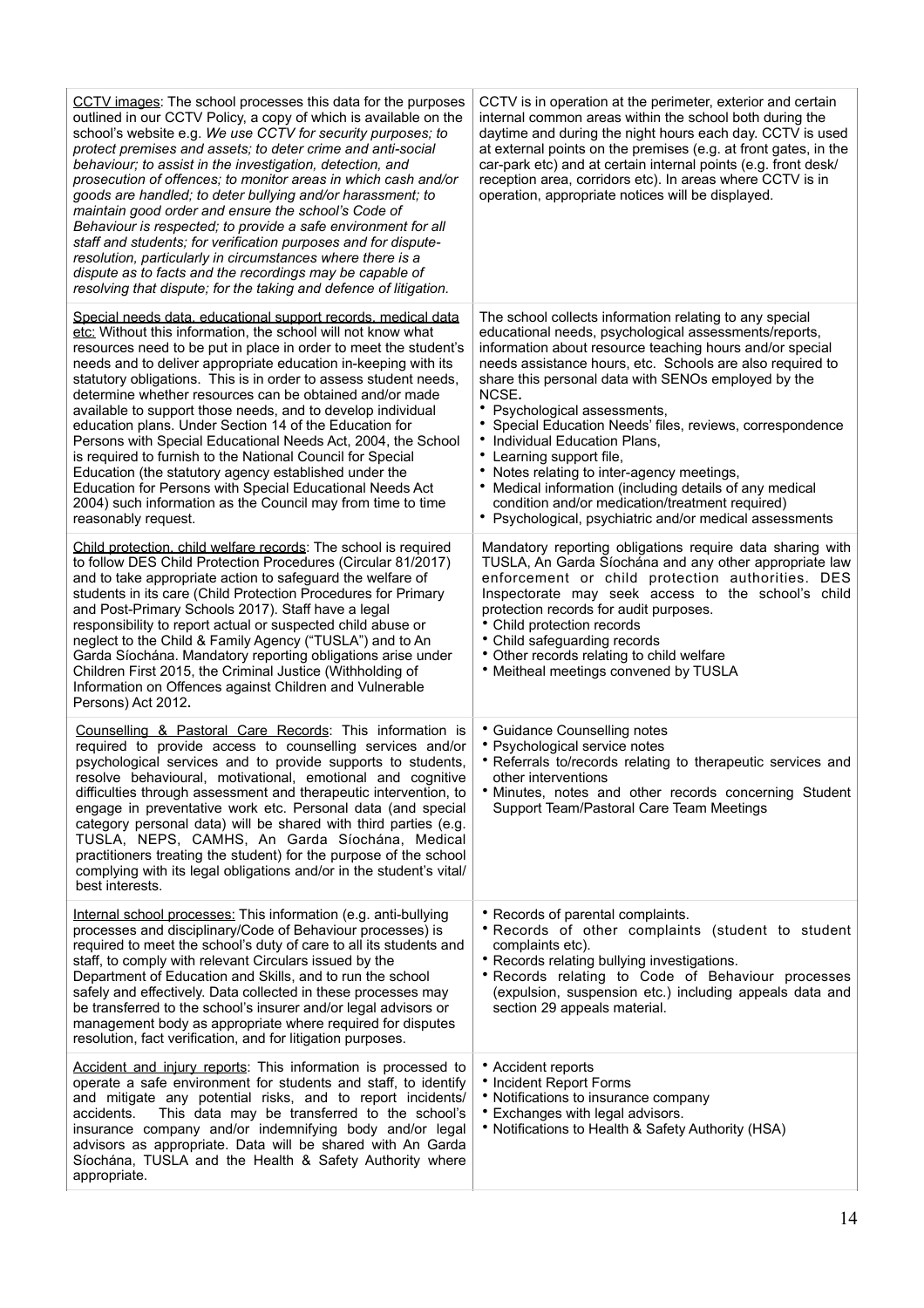| | |
|---|---|
| <u>CCTV images</u>: The school processes this data for the purposes outlined in our CCTV Policy, a copy of which is available on the school's website e.g. *We use CCTV for security purposes; to protect premises and assets; to deter crime and anti-social behaviour; to assist in the investigation, detection, and prosecution of offences; to monitor areas in which cash and/or goods are handled; to deter bullying and/or harassment; to maintain good order and ensure the school's Code of Behaviour is respected; to provide a safe environment for all staff and students; for verification purposes and for dispute-resolution, particularly in circumstances where there is a dispute as to facts and the recordings may be capable of resolving that dispute; for the taking and defence of litigation.* | CCTV is in operation at the perimeter, exterior and certain internal common areas within the school both during the daytime and during the night hours each day. CCTV is used at external points on the premises (e.g. at front gates, in the car-park etc) and at certain internal points (e.g. front desk/ reception area, corridors etc). In areas where CCTV is in operation, appropriate notices will be displayed. |
| <u>Special needs data, educational support records, medical data etc:</u> Without this information, the school will not know what resources need to be put in place in order to meet the student's needs and to deliver appropriate education in-keeping with its statutory obligations. This is in order to assess student needs, determine whether resources can be obtained and/or made available to support those needs, and to develop individual education plans. Under Section 14 of the Education for Persons with Special Educational Needs Act, 2004, the School is required to furnish to the National Council for Special Education (the statutory agency established under the Education for Persons with Special Educational Needs Act 2004) such information as the Council may from time to time reasonably request. | The school collects information relating to any special educational needs, psychological assessments/reports, information about resource teaching hours and/or special needs assistance hours, etc. Schools are also required to share this personal data with SENOs employed by the NCSE.<br>• Psychological assessments,<br>• Special Education Needs' files, reviews, correspondence<br>• Individual Education Plans,<br>• Learning support file,<br>• Notes relating to inter-agency meetings,<br>• Medical information (including details of any medical condition and/or medication/treatment required)<br>• Psychological, psychiatric and/or medical assessments |
| <u>Child protection, child welfare records</u>: The school is required to follow DES Child Protection Procedures (Circular 81/2017) and to take appropriate action to safeguard the welfare of students in its care (Child Protection Procedures for Primary and Post-Primary Schools 2017). Staff have a legal responsibility to report actual or suspected child abuse or neglect to the Child & Family Agency ("TUSLA") and to An Garda Síochána. Mandatory reporting obligations arise under Children First 2015, the Criminal Justice (Withholding of Information on Offences against Children and Vulnerable Persons) Act 2012**.** | Mandatory reporting obligations require data sharing with TUSLA, An Garda Síochána and any other appropriate law enforcement or child protection authorities. DES Inspectorate may seek access to the school's child protection records for audit purposes.<br>• Child protection records<br>• Child safeguarding records<br>• Other records relating to child welfare<br>• Meitheal meetings convened by TUSLA |
| <u>Counselling & Pastoral Care Records</u>: This information is required to provide access to counselling services and/or psychological services and to provide supports to students, resolve behavioural, motivational, emotional and cognitive difficulties through assessment and therapeutic intervention, to engage in preventative work etc. Personal data (and special category personal data) will be shared with third parties (e.g. TUSLA, NEPS, CAMHS, An Garda Síochána, Medical practitioners treating the student) for the purpose of the school complying with its legal obligations and/or in the student's vital/ best interests. | • Guidance Counselling notes<br>• Psychological service notes<br>• Referrals to/records relating to therapeutic services and other interventions<br>• Minutes, notes and other records concerning Student Support Team/Pastoral Care Team Meetings |
| <u>Internal school processes:</u> This information (e.g. anti-bullying processes and disciplinary/Code of Behaviour processes) is required to meet the school's duty of care to all its students and staff, to comply with relevant Circulars issued by the Department of Education and Skills, and to run the school safely and effectively. Data collected in these processes may be transferred to the school's insurer and/or legal advisors or management body as appropriate where required for disputes resolution, fact verification, and for litigation purposes. | • Records of parental complaints.<br>• Records of other complaints (student to student complaints etc).<br>• Records relating bullying investigations.<br>• Records relating to Code of Behaviour processes (expulsion, suspension etc.) including appeals data and section 29 appeals material. |
| <u>Accident and injury reports</u>: This information is processed to operate a safe environment for students and staff, to identify and mitigate any potential risks, and to report incidents/ accidents. This data may be transferred to the school's insurance company and/or indemnifying body and/or legal advisors as appropriate. Data will be shared with An Garda Síochána, TUSLA and the Health & Safety Authority where appropriate. | • Accident reports<br>• Incident Report Forms<br>• Notifications to insurance company<br>• Exchanges with legal advisors.<br>• Notifications to Health & Safety Authority (HSA) |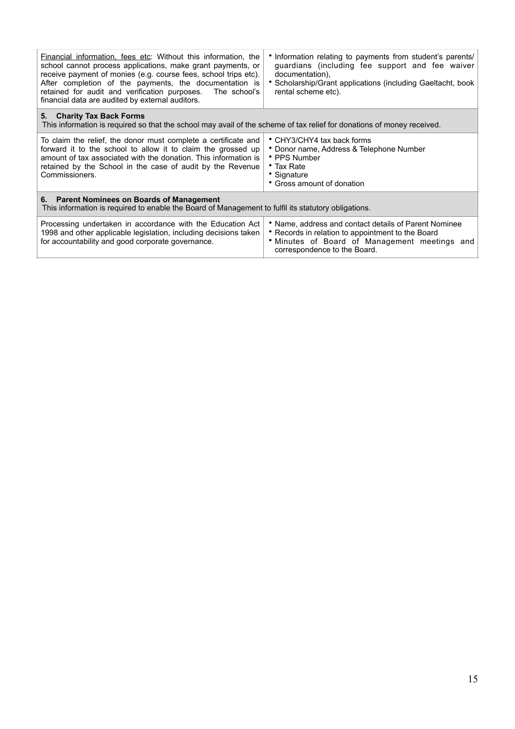| | |
|---|---|
| Financial information, fees etc: Without this information, the school cannot process applications, make grant payments, or receive payment of monies (e.g. course fees, school trips etc). After completion of the payments, the documentation is retained for audit and verification purposes. The school's financial data are audited by external auditors. | • Information relating to payments from student's parents/ guardians (including fee support and fee waiver documentation), • Scholarship/Grant applications (including Gaeltacht, book rental scheme etc). |
| **5. Charity Tax Back Forms** This information is required so that the school may avail of the scheme of tax relief for donations of money received. | |
| To claim the relief, the donor must complete a certificate and forward it to the school to allow it to claim the grossed up amount of tax associated with the donation. This information is retained by the School in the case of audit by the Revenue Commissioners. | • CHY3/CHY4 tax back forms • Donor name, Address & Telephone Number • PPS Number • Tax Rate • Signature • Gross amount of donation |
| **6. Parent Nominees on Boards of Management** This information is required to enable the Board of Management to fulfil its statutory obligations. | |
| Processing undertaken in accordance with the Education Act 1998 and other applicable legislation, including decisions taken for accountability and good corporate governance. | • Name, address and contact details of Parent Nominee • Records in relation to appointment to the Board • Minutes of Board of Management meetings and correspondence to the Board. |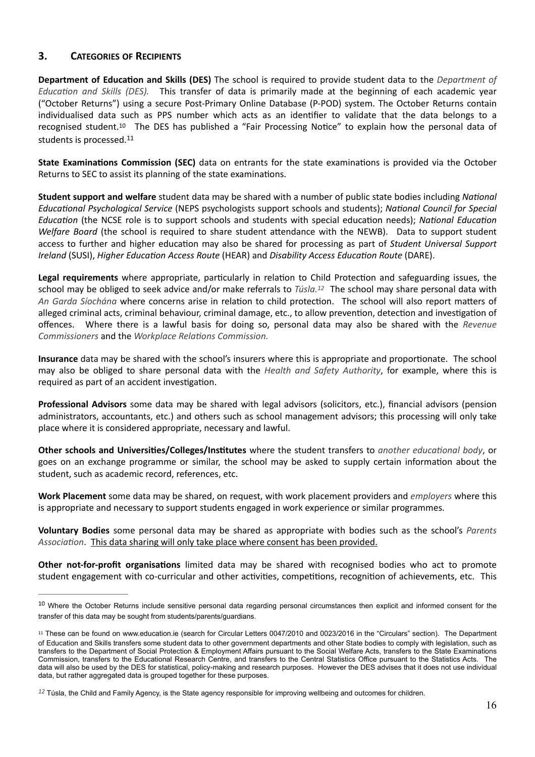## 3. CATEGORIES OF RECIPIENTS

**Department of Education and Skills (DES)** The school is required to provide student data to the *Department of Education and Skills (DES).* This transfer of data is primarily made at the beginning of each academic year ("October Returns") using a secure Post-Primary Online Database (P-POD) system. The October Returns contain individualised data such as PPS number which acts as an identifier to validate that the data belongs to a recognised student.[10] The DES has published a "Fair Processing Notice" to explain how the personal data of students is processed.[11]

**State Examinations Commission (SEC)** data on entrants for the state examinations is provided via the October Returns to SEC to assist its planning of the state examinations.

**Student support and welfare** student data may be shared with a number of public state bodies including *National Educational Psychological Service* (NEPS psychologists support schools and students); *National Council for Special Education* (the NCSE role is to support schools and students with special education needs); *National Education Welfare Board* (the school is required to share student attendance with the NEWB). Data to support student access to further and higher education may also be shared for processing as part of *Student Universal Support Ireland* (SUSI), *Higher Education Access Route* (HEAR) and *Disability Access Education Route* (DARE).

**Legal requirements** where appropriate, particularly in relation to Child Protection and safeguarding issues, the school may be obliged to seek advice and/or make referrals to *Túsla.*[12] The school may share personal data with *An Garda Síochána* where concerns arise in relation to child protection. The school will also report matters of alleged criminal acts, criminal behaviour, criminal damage, etc., to allow prevention, detection and investigation of offences. Where there is a lawful basis for doing so, personal data may also be shared with the *Revenue Commissioners* and the *Workplace Relations Commission.*

**Insurance** data may be shared with the school's insurers where this is appropriate and proportionate. The school may also be obliged to share personal data with the *Health and Safety Authority*, for example, where this is required as part of an accident investigation.

**Professional Advisors** some data may be shared with legal advisors (solicitors, etc.), financial advisors (pension administrators, accountants, etc.) and others such as school management advisors; this processing will only take place where it is considered appropriate, necessary and lawful.

**Other schools and Universities/Colleges/Institutes** where the student transfers to *another educational body*, or goes on an exchange programme or similar, the school may be asked to supply certain information about the student, such as academic record, references, etc.

**Work Placement** some data may be shared, on request, with work placement providers and *employers* where this is appropriate and necessary to support students engaged in work experience or similar programmes.

**Voluntary Bodies** some personal data may be shared as appropriate with bodies such as the school's *Parents Association*. <u>This data sharing will only take place where consent has been provided.</u>

**Other not-for-profit organisations** limited data may be shared with recognised bodies who act to promote student engagement with co-curricular and other activities, competitions, recognition of achievements, etc. This

---

[10] Where the October Returns include sensitive personal data regarding personal circumstances then explicit and informed consent for the transfer of this data may be sought from students/parents/guardians.

[11] These can be found on www.education.ie (search for Circular Letters 0047/2010 and 0023/2016 in the "Circulars" section). The Department of Education and Skills transfers some student data to other government departments and other State bodies to comply with legislation, such as transfers to the Department of Social Protection & Employment Affairs pursuant to the Social Welfare Acts, transfers to the State Examinations Commission, transfers to the Educational Research Centre, and transfers to the Central Statistics Office pursuant to the Statistics Acts. The data will also be used by the DES for statistical, policy-making and research purposes. However the DES advises that it does not use individual data, but rather aggregated data is grouped together for these purposes.

[12] Túsla, the Child and Family Agency, is the State agency responsible for improving wellbeing and outcomes for children.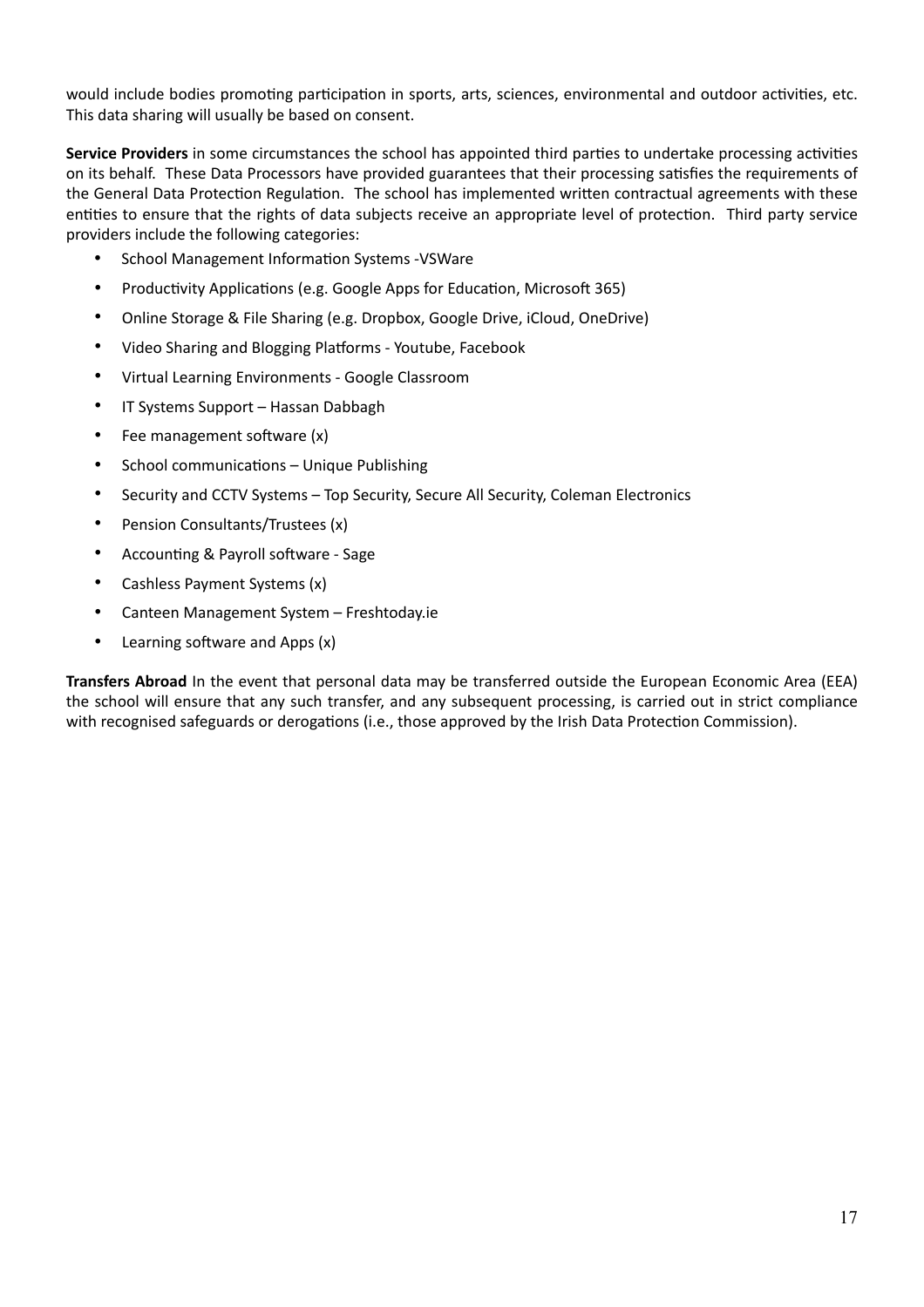would include bodies promoting participation in sports, arts, sciences, environmental and outdoor activities, etc. This data sharing will usually be based on consent.

**Service Providers** in some circumstances the school has appointed third parties to undertake processing activities on its behalf. These Data Processors have provided guarantees that their processing satisfies the requirements of the General Data Protection Regulation. The school has implemented written contractual agreements with these entities to ensure that the rights of data subjects receive an appropriate level of protection. Third party service providers include the following categories:

- School Management Information Systems -VSWare
- Productivity Applications (e.g. Google Apps for Education, Microsoft 365)
- Online Storage & File Sharing (e.g. Dropbox, Google Drive, iCloud, OneDrive)
- Video Sharing and Blogging Platforms - Youtube, Facebook
- Virtual Learning Environments - Google Classroom
- IT Systems Support – Hassan Dabbagh
- Fee management software (x)
- School communications – Unique Publishing
- Security and CCTV Systems – Top Security, Secure All Security, Coleman Electronics
- Pension Consultants/Trustees (x)
- Accounting & Payroll software - Sage
- Cashless Payment Systems (x)
- Canteen Management System – Freshtoday.ie
- Learning software and Apps (x)

**Transfers Abroad** In the event that personal data may be transferred outside the European Economic Area (EEA) the school will ensure that any such transfer, and any subsequent processing, is carried out in strict compliance with recognised safeguards or derogations (i.e., those approved by the Irish Data Protection Commission).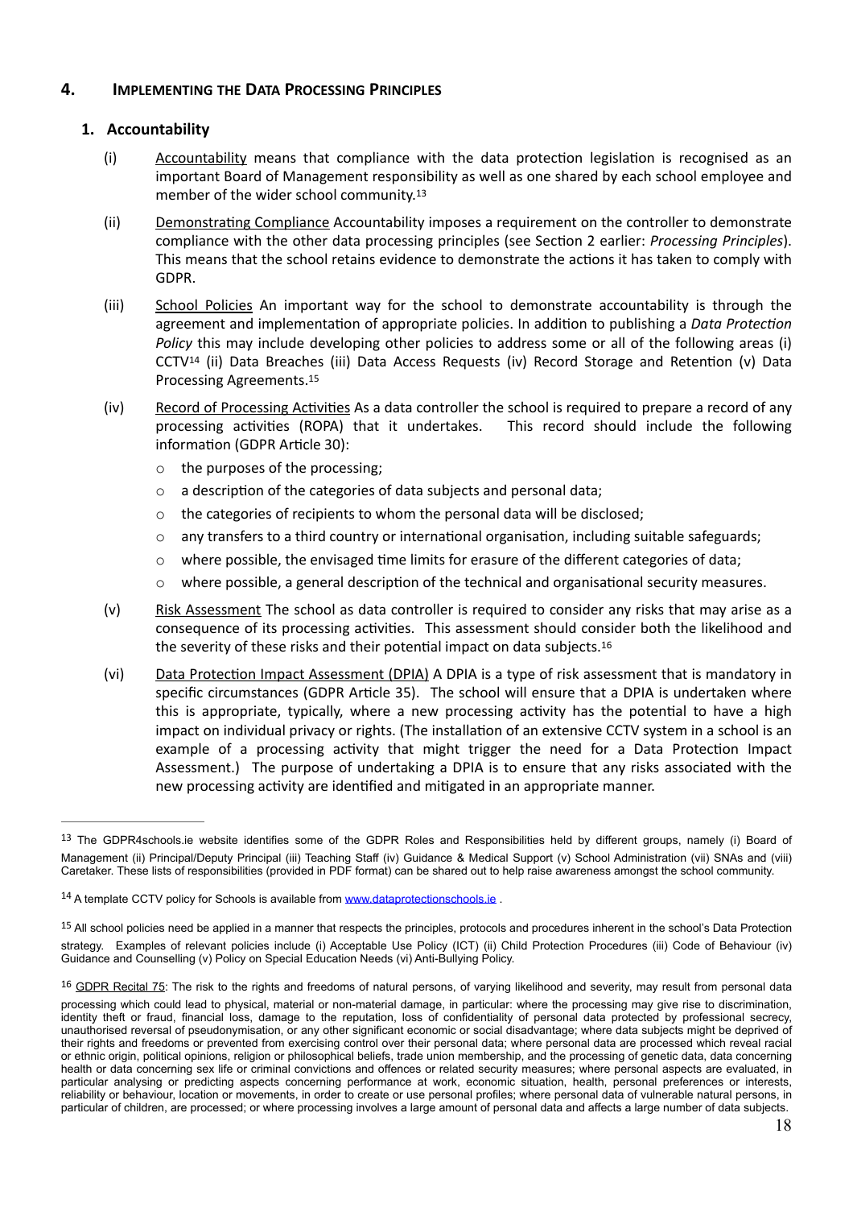## 4. Implementing the Data Processing Principles

### 1. Accountability

(i) Accountability means that compliance with the data protection legislation is recognised as an important Board of Management responsibility as well as one shared by each school employee and member of the wider school community.[13]

(ii) Demonstrating Compliance Accountability imposes a requirement on the controller to demonstrate compliance with the other data processing principles (see Section 2 earlier: *Processing Principles*). This means that the school retains evidence to demonstrate the actions it has taken to comply with GDPR.

(iii) School Policies An important way for the school to demonstrate accountability is through the agreement and implementation of appropriate policies. In addition to publishing a *Data Protection Policy* this may include developing other policies to address some or all of the following areas (i) CCTV[14] (ii) Data Breaches (iii) Data Access Requests (iv) Record Storage and Retention (v) Data Processing Agreements.[15]

(iv) Record of Processing Activities As a data controller the school is required to prepare a record of any processing activities (ROPA) that it undertakes. This record should include the following information (GDPR Article 30):

- the purposes of the processing;
- a description of the categories of data subjects and personal data;
- the categories of recipients to whom the personal data will be disclosed;
- any transfers to a third country or international organisation, including suitable safeguards;
- where possible, the envisaged time limits for erasure of the different categories of data;
- where possible, a general description of the technical and organisational security measures.

(v) Risk Assessment The school as data controller is required to consider any risks that may arise as a consequence of its processing activities. This assessment should consider both the likelihood and the severity of these risks and their potential impact on data subjects.[16]

(vi) Data Protection Impact Assessment (DPIA) A DPIA is a type of risk assessment that is mandatory in specific circumstances (GDPR Article 35). The school will ensure that a DPIA is undertaken where this is appropriate, typically, where a new processing activity has the potential to have a high impact on individual privacy or rights. (The installation of an extensive CCTV system in a school is an example of a processing activity that might trigger the need for a Data Protection Impact Assessment.) The purpose of undertaking a DPIA is to ensure that any risks associated with the new processing activity are identified and mitigated in an appropriate manner.

---

[13] The GDPR4schools.ie website identifies some of the GDPR Roles and Responsibilities held by different groups, namely (i) Board of Management (ii) Principal/Deputy Principal (iii) Teaching Staff (iv) Guidance & Medical Support (v) School Administration (vii) SNAs and (viii) Caretaker. These lists of responsibilities (provided in PDF format) can be shared out to help raise awareness amongst the school community.

[14] A template CCTV policy for Schools is available from www.dataprotectionschools.ie .

[15] All school policies need be applied in a manner that respects the principles, protocols and procedures inherent in the school's Data Protection strategy. Examples of relevant policies include (i) Acceptable Use Policy (ICT) (ii) Child Protection Procedures (iii) Code of Behaviour (iv) Guidance and Counselling (v) Policy on Special Education Needs (vi) Anti-Bullying Policy.

[16] GDPR Recital 75: The risk to the rights and freedoms of natural persons, of varying likelihood and severity, may result from personal data processing which could lead to physical, material or non-material damage, in particular: where the processing may give rise to discrimination, identity theft or fraud, financial loss, damage to the reputation, loss of confidentiality of personal data protected by professional secrecy, unauthorised reversal of pseudonymisation, or any other significant economic or social disadvantage; where data subjects might be deprived of their rights and freedoms or prevented from exercising control over their personal data; where personal data are processed which reveal racial or ethnic origin, political opinions, religion or philosophical beliefs, trade union membership, and the processing of genetic data, data concerning health or data concerning sex life or criminal convictions and offences or related security measures; where personal aspects are evaluated, in particular analysing or predicting aspects concerning performance at work, economic situation, health, personal preferences or interests, reliability or behaviour, location or movements, in order to create or use personal profiles; where personal data of vulnerable natural persons, in particular of children, are processed; or where processing involves a large amount of personal data and affects a large number of data subjects.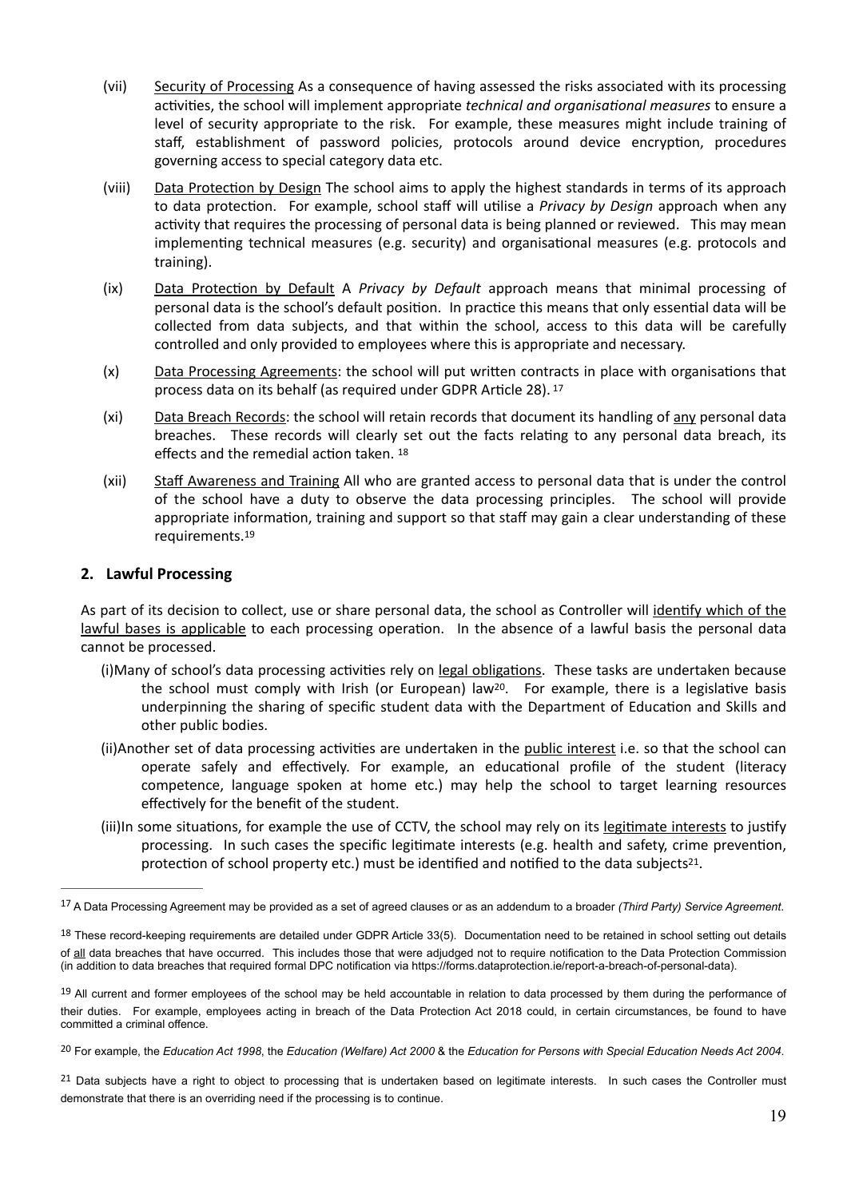(vii) Security of Processing As a consequence of having assessed the risks associated with its processing activities, the school will implement appropriate *technical and organisational measures* to ensure a level of security appropriate to the risk. For example, these measures might include training of staff, establishment of password policies, protocols around device encryption, procedures governing access to special category data etc.

(viii) Data Protection by Design The school aims to apply the highest standards in terms of its approach to data protection. For example, school staff will utilise a *Privacy by Design* approach when any activity that requires the processing of personal data is being planned or reviewed. This may mean implementing technical measures (e.g. security) and organisational measures (e.g. protocols and training).

(ix) Data Protection by Default A *Privacy by Default* approach means that minimal processing of personal data is the school's default position. In practice this means that only essential data will be collected from data subjects, and that within the school, access to this data will be carefully controlled and only provided to employees where this is appropriate and necessary.

(x) Data Processing Agreements: the school will put written contracts in place with organisations that process data on its behalf (as required under GDPR Article 28). [17]

(xi) Data Breach Records: the school will retain records that document its handling of any personal data breaches. These records will clearly set out the facts relating to any personal data breach, its effects and the remedial action taken. [18]

(xii) Staff Awareness and Training All who are granted access to personal data that is under the control of the school have a duty to observe the data processing principles. The school will provide appropriate information, training and support so that staff may gain a clear understanding of these requirements.[19]

## 2. Lawful Processing

As part of its decision to collect, use or share personal data, the school as Controller will identify which of the lawful bases is applicable to each processing operation. In the absence of a lawful basis the personal data cannot be processed.

(i) Many of school's data processing activities rely on legal obligations. These tasks are undertaken because the school must comply with Irish (or European) law[20]. For example, there is a legislative basis underpinning the sharing of specific student data with the Department of Education and Skills and other public bodies.

(ii) Another set of data processing activities are undertaken in the public interest i.e. so that the school can operate safely and effectively. For example, an educational profile of the student (literacy competence, language spoken at home etc.) may help the school to target learning resources effectively for the benefit of the student.

(iii) In some situations, for example the use of CCTV, the school may rely on its legitimate interests to justify processing. In such cases the specific legitimate interests (e.g. health and safety, crime prevention, protection of school property etc.) must be identified and notified to the data subjects[21].

---

[17] A Data Processing Agreement may be provided as a set of agreed clauses or as an addendum to a broader *(Third Party) Service Agreement*.

[18] These record-keeping requirements are detailed under GDPR Article 33(5). Documentation need to be retained in school setting out details of all data breaches that have occurred. This includes those that were adjudged not to require notification to the Data Protection Commission (in addition to data breaches that required formal DPC notification via https://forms.dataprotection.ie/report-a-breach-of-personal-data).

[19] All current and former employees of the school may be held accountable in relation to data processed by them during the performance of their duties. For example, employees acting in breach of the Data Protection Act 2018 could, in certain circumstances, be found to have committed a criminal offence.

[20] For example, the *Education Act 1998*, the *Education (Welfare) Act 2000* & the *Education for Persons with Special Education Needs Act 2004*.

[21] Data subjects have a right to object to processing that is undertaken based on legitimate interests. In such cases the Controller must demonstrate that there is an overriding need if the processing is to continue.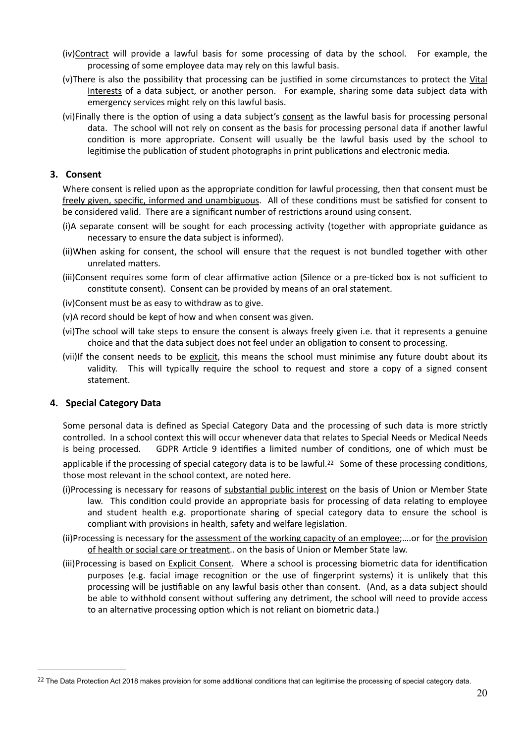(iv)Contract will provide a lawful basis for some processing of data by the school. For example, the processing of some employee data may rely on this lawful basis.

(v)There is also the possibility that processing can be justified in some circumstances to protect the Vital Interests of a data subject, or another person. For example, sharing some data subject data with emergency services might rely on this lawful basis.

(vi)Finally there is the option of using a data subject's consent as the lawful basis for processing personal data. The school will not rely on consent as the basis for processing personal data if another lawful condition is more appropriate. Consent will usually be the lawful basis used by the school to legitimise the publication of student photographs in print publications and electronic media.

## 3. Consent

Where consent is relied upon as the appropriate condition for lawful processing, then that consent must be freely given, specific, informed and unambiguous. All of these conditions must be satisfied for consent to be considered valid. There are a significant number of restrictions around using consent.

(i)A separate consent will be sought for each processing activity (together with appropriate guidance as necessary to ensure the data subject is informed).

(ii)When asking for consent, the school will ensure that the request is not bundled together with other unrelated matters.

(iii)Consent requires some form of clear affirmative action (Silence or a pre-ticked box is not sufficient to constitute consent). Consent can be provided by means of an oral statement.

(iv)Consent must be as easy to withdraw as to give.

(v)A record should be kept of how and when consent was given.

(vi)The school will take steps to ensure the consent is always freely given i.e. that it represents a genuine choice and that the data subject does not feel under an obligation to consent to processing.

(vii)If the consent needs to be explicit, this means the school must minimise any future doubt about its validity. This will typically require the school to request and store a copy of a signed consent statement.

## 4. Special Category Data

Some personal data is defined as Special Category Data and the processing of such data is more strictly controlled. In a school context this will occur whenever data that relates to Special Needs or Medical Needs is being processed. GDPR Article 9 identifies a limited number of conditions, one of which must be applicable if the processing of special category data is to be lawful.[22] Some of these processing conditions, those most relevant in the school context, are noted here.

(i)Processing is necessary for reasons of substantial public interest on the basis of Union or Member State law. This condition could provide an appropriate basis for processing of data relating to employee and student health e.g. proportionate sharing of special category data to ensure the school is compliant with provisions in health, safety and welfare legislation.

(ii)Processing is necessary for the assessment of the working capacity of an employee;….or for the provision of health or social care or treatment.. on the basis of Union or Member State law.

(iii)Processing is based on Explicit Consent. Where a school is processing biometric data for identification purposes (e.g. facial image recognition or the use of fingerprint systems) it is unlikely that this processing will be justifiable on any lawful basis other than consent. (And, as a data subject should be able to withhold consent without suffering any detriment, the school will need to provide access to an alternative processing option which is not reliant on biometric data.)

---

[22] The Data Protection Act 2018 makes provision for some additional conditions that can legitimise the processing of special category data.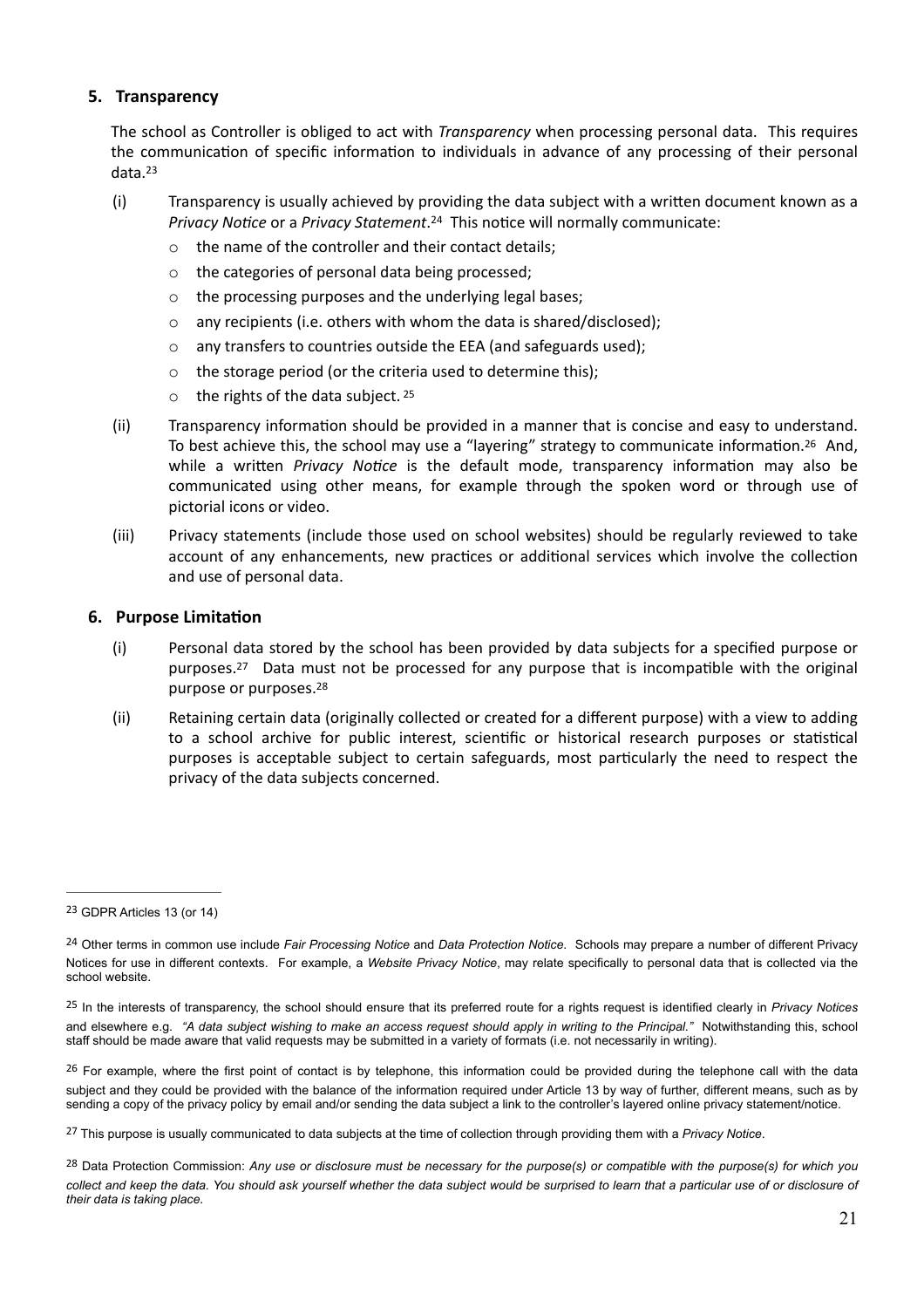## 5. Transparency

The school as Controller is obliged to act with *Transparency* when processing personal data. This requires the communication of specific information to individuals in advance of any processing of their personal data.[23]

(i) Transparency is usually achieved by providing the data subject with a written document known as a *Privacy Notice* or a *Privacy Statement*.[24] This notice will normally communicate:

- the name of the controller and their contact details;
- the categories of personal data being processed;
- the processing purposes and the underlying legal bases;
- any recipients (i.e. others with whom the data is shared/disclosed);
- any transfers to countries outside the EEA (and safeguards used);
- the storage period (or the criteria used to determine this);
- the rights of the data subject. [25]

(ii) Transparency information should be provided in a manner that is concise and easy to understand. To best achieve this, the school may use a "layering" strategy to communicate information.[26] And, while a written *Privacy Notice* is the default mode, transparency information may also be communicated using other means, for example through the spoken word or through use of pictorial icons or video.

(iii) Privacy statements (include those used on school websites) should be regularly reviewed to take account of any enhancements, new practices or additional services which involve the collection and use of personal data.

## 6. Purpose Limitation

(i) Personal data stored by the school has been provided by data subjects for a specified purpose or purposes.[27] Data must not be processed for any purpose that is incompatible with the original purpose or purposes.[28]

(ii) Retaining certain data (originally collected or created for a different purpose) with a view to adding to a school archive for public interest, scientific or historical research purposes or statistical purposes is acceptable subject to certain safeguards, most particularly the need to respect the privacy of the data subjects concerned.

---

[23] GDPR Articles 13 (or 14)

[24] Other terms in common use include *Fair Processing Notice* and *Data Protection Notice*. Schools may prepare a number of different Privacy Notices for use in different contexts. For example, a *Website Privacy Notice*, may relate specifically to personal data that is collected via the school website.

[25] In the interests of transparency, the school should ensure that its preferred route for a rights request is identified clearly in *Privacy Notices* and elsewhere e.g. *"A data subject wishing to make an access request should apply in writing to the Principal."* Notwithstanding this, school staff should be made aware that valid requests may be submitted in a variety of formats (i.e. not necessarily in writing).

[26] For example, where the first point of contact is by telephone, this information could be provided during the telephone call with the data subject and they could be provided with the balance of the information required under Article 13 by way of further, different means, such as by sending a copy of the privacy policy by email and/or sending the data subject a link to the controller's layered online privacy statement/notice.

[27] This purpose is usually communicated to data subjects at the time of collection through providing them with a *Privacy Notice*.

[28] Data Protection Commission: *Any use or disclosure must be necessary for the purpose(s) or compatible with the purpose(s) for which you collect and keep the data. You should ask yourself whether the data subject would be surprised to learn that a particular use of or disclosure of their data is taking place.*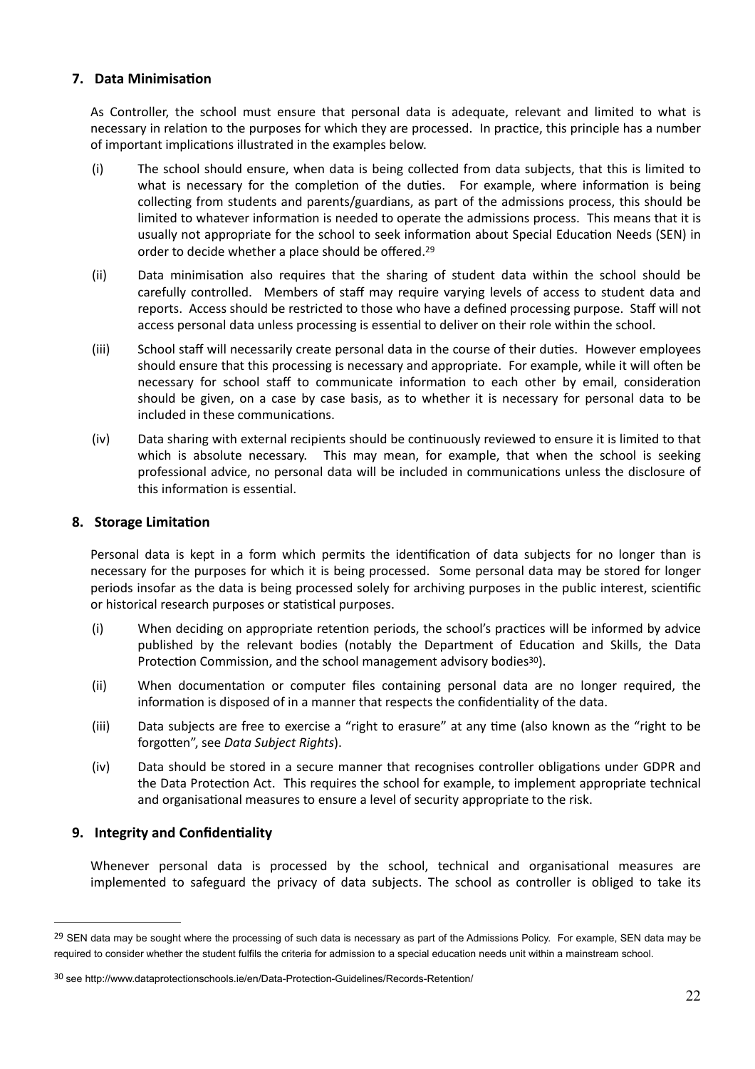## 7. Data Minimisation

As Controller, the school must ensure that personal data is adequate, relevant and limited to what is necessary in relation to the purposes for which they are processed. In practice, this principle has a number of important implications illustrated in the examples below.

(i) The school should ensure, when data is being collected from data subjects, that this is limited to what is necessary for the completion of the duties. For example, where information is being collecting from students and parents/guardians, as part of the admissions process, this should be limited to whatever information is needed to operate the admissions process. This means that it is usually not appropriate for the school to seek information about Special Education Needs (SEN) in order to decide whether a place should be offered.[29]

(ii) Data minimisation also requires that the sharing of student data within the school should be carefully controlled. Members of staff may require varying levels of access to student data and reports. Access should be restricted to those who have a defined processing purpose. Staff will not access personal data unless processing is essential to deliver on their role within the school.

(iii) School staff will necessarily create personal data in the course of their duties. However employees should ensure that this processing is necessary and appropriate. For example, while it will often be necessary for school staff to communicate information to each other by email, consideration should be given, on a case by case basis, as to whether it is necessary for personal data to be included in these communications.

(iv) Data sharing with external recipients should be continuously reviewed to ensure it is limited to that which is absolute necessary. This may mean, for example, that when the school is seeking professional advice, no personal data will be included in communications unless the disclosure of this information is essential.

## 8. Storage Limitation

Personal data is kept in a form which permits the identification of data subjects for no longer than is necessary for the purposes for which it is being processed. Some personal data may be stored for longer periods insofar as the data is being processed solely for archiving purposes in the public interest, scientific or historical research purposes or statistical purposes.

(i) When deciding on appropriate retention periods, the school's practices will be informed by advice published by the relevant bodies (notably the Department of Education and Skills, the Data Protection Commission, and the school management advisory bodies[30]).

(ii) When documentation or computer files containing personal data are no longer required, the information is disposed of in a manner that respects the confidentiality of the data.

(iii) Data subjects are free to exercise a "right to erasure" at any time (also known as the "right to be forgotten", see *Data Subject Rights*).

(iv) Data should be stored in a secure manner that recognises controller obligations under GDPR and the Data Protection Act. This requires the school for example, to implement appropriate technical and organisational measures to ensure a level of security appropriate to the risk.

## 9. Integrity and Confidentiality

Whenever personal data is processed by the school, technical and organisational measures are implemented to safeguard the privacy of data subjects. The school as controller is obliged to take its

---

[29] SEN data may be sought where the processing of such data is necessary as part of the Admissions Policy. For example, SEN data may be required to consider whether the student fulfils the criteria for admission to a special education needs unit within a mainstream school.

[30] see http://www.dataprotectionschools.ie/en/Data-Protection-Guidelines/Records-Retention/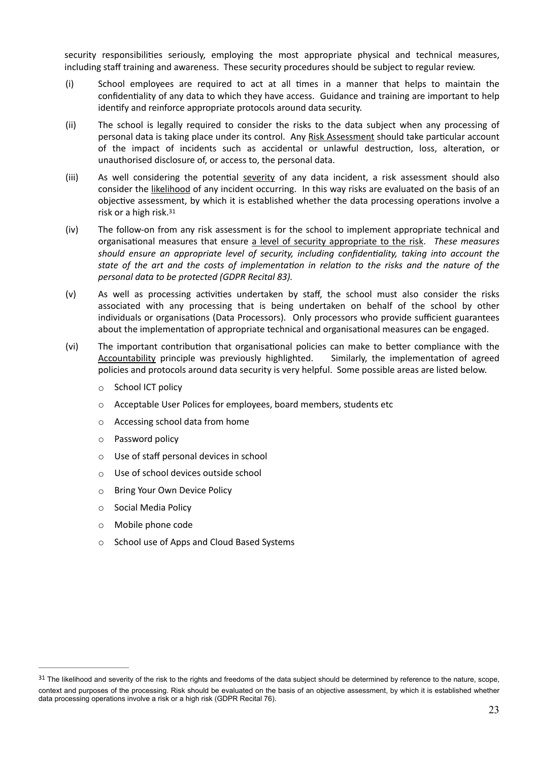security responsibilities seriously, employing the most appropriate physical and technical measures, including staff training and awareness. These security procedures should be subject to regular review.

(i) School employees are required to act at all times in a manner that helps to maintain the confidentiality of any data to which they have access. Guidance and training are important to help identify and reinforce appropriate protocols around data security.

(ii) The school is legally required to consider the risks to the data subject when any processing of personal data is taking place under its control. Any Risk Assessment should take particular account of the impact of incidents such as accidental or unlawful destruction, loss, alteration, or unauthorised disclosure of, or access to, the personal data.

(iii) As well considering the potential severity of any data incident, a risk assessment should also consider the likelihood of any incident occurring. In this way risks are evaluated on the basis of an objective assessment, by which it is established whether the data processing operations involve a risk or a high risk.[31]

(iv) The follow-on from any risk assessment is for the school to implement appropriate technical and organisational measures that ensure a level of security appropriate to the risk. *These measures should ensure an appropriate level of security, including confidentiality, taking into account the state of the art and the costs of implementation in relation to the risks and the nature of the personal data to be protected (GDPR Recital 83).*

(v) As well as processing activities undertaken by staff, the school must also consider the risks associated with any processing that is being undertaken on behalf of the school by other individuals or organisations (Data Processors). Only processors who provide sufficient guarantees about the implementation of appropriate technical and organisational measures can be engaged.

(vi) The important contribution that organisational policies can make to better compliance with the Accountability principle was previously highlighted. Similarly, the implementation of agreed policies and protocols around data security is very helpful. Some possible areas are listed below.

- School ICT policy
- Acceptable User Polices for employees, board members, students etc
- Accessing school data from home
- Password policy
- Use of staff personal devices in school
- Use of school devices outside school
- Bring Your Own Device Policy
- Social Media Policy
- Mobile phone code
- School use of Apps and Cloud Based Systems

---

[31] The likelihood and severity of the risk to the rights and freedoms of the data subject should be determined by reference to the nature, scope, context and purposes of the processing. Risk should be evaluated on the basis of an objective assessment, by which it is established whether data processing operations involve a risk or a high risk (GDPR Recital 76).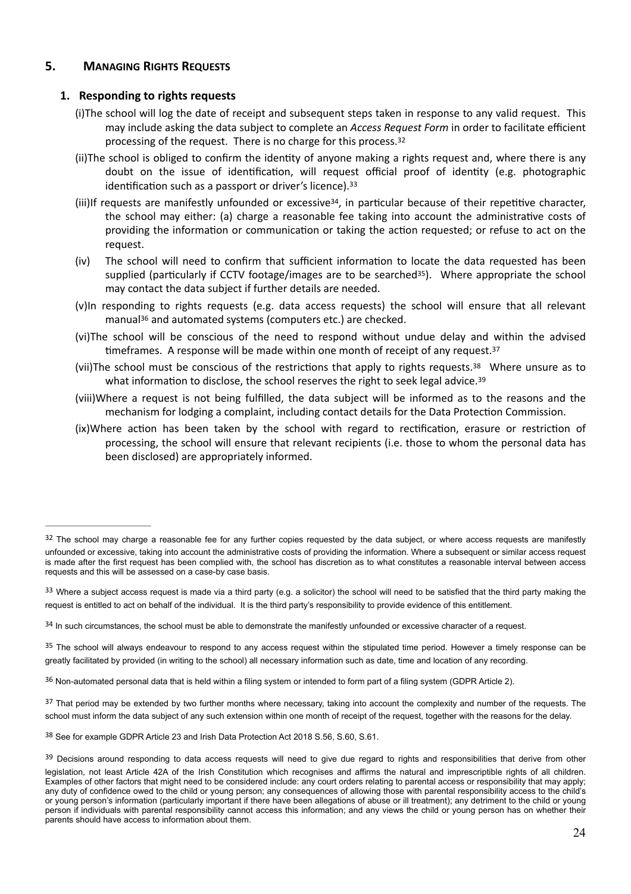## 5. Managing Rights Requests

### 1. Responding to rights requests

(i) The school will log the date of receipt and subsequent steps taken in response to any valid request. This may include asking the data subject to complete an *Access Request Form* in order to facilitate efficient processing of the request. There is no charge for this process.[32]

(ii) The school is obliged to confirm the identity of anyone making a rights request and, where there is any doubt on the issue of identification, will request official proof of identity (e.g. photographic identification such as a passport or driver's licence).[33]

(iii) If requests are manifestly unfounded or excessive[34], in particular because of their repetitive character, the school may either: (a) charge a reasonable fee taking into account the administrative costs of providing the information or communication or taking the action requested; or refuse to act on the request.

(iv) The school will need to confirm that sufficient information to locate the data requested has been supplied (particularly if CCTV footage/images are to be searched[35]). Where appropriate the school may contact the data subject if further details are needed.

(v) In responding to rights requests (e.g. data access requests) the school will ensure that all relevant manual[36] and automated systems (computers etc.) are checked.

(vi) The school will be conscious of the need to respond without undue delay and within the advised timeframes. A response will be made within one month of receipt of any request.[37]

(vii) The school must be conscious of the restrictions that apply to rights requests.[38] Where unsure as to what information to disclose, the school reserves the right to seek legal advice.[39]

(viii) Where a request is not being fulfilled, the data subject will be informed as to the reasons and the mechanism for lodging a complaint, including contact details for the Data Protection Commission.

(ix) Where action has been taken by the school with regard to rectification, erasure or restriction of processing, the school will ensure that relevant recipients (i.e. those to whom the personal data has been disclosed) are appropriately informed.

---

[32] The school may charge a reasonable fee for any further copies requested by the data subject, or where access requests are manifestly unfounded or excessive, taking into account the administrative costs of providing the information. Where a subsequent or similar access request is made after the first request has been complied with, the school has discretion as to what constitutes a reasonable interval between access requests and this will be assessed on a case-by case basis.

[33] Where a subject access request is made via a third party (e.g. a solicitor) the school will need to be satisfied that the third party making the request is entitled to act on behalf of the individual. It is the third party's responsibility to provide evidence of this entitlement.

[34] In such circumstances, the school must be able to demonstrate the manifestly unfounded or excessive character of a request.

[35] The school will always endeavour to respond to any access request within the stipulated time period. However a timely response can be greatly facilitated by provided (in writing to the school) all necessary information such as date, time and location of any recording.

[36] Non-automated personal data that is held within a filing system or intended to form part of a filing system (GDPR Article 2).

[37] That period may be extended by two further months where necessary, taking into account the complexity and number of the requests. The school must inform the data subject of any such extension within one month of receipt of the request, together with the reasons for the delay.

[38] See for example GDPR Article 23 and Irish Data Protection Act 2018 S.56, S.60, S.61.

[39] Decisions around responding to data access requests will need to give due regard to rights and responsibilities that derive from other legislation, not least Article 42A of the Irish Constitution which recognises and affirms the natural and imprescriptible rights of all children. Examples of other factors that might need to be considered include: any court orders relating to parental access or responsibility that may apply; any duty of confidence owed to the child or young person; any consequences of allowing those with parental responsibility access to the child's or young person's information (particularly important if there have been allegations of abuse or ill treatment); any detriment to the child or young person if individuals with parental responsibility cannot access this information; and any views the child or young person has on whether their parents should have access to information about them.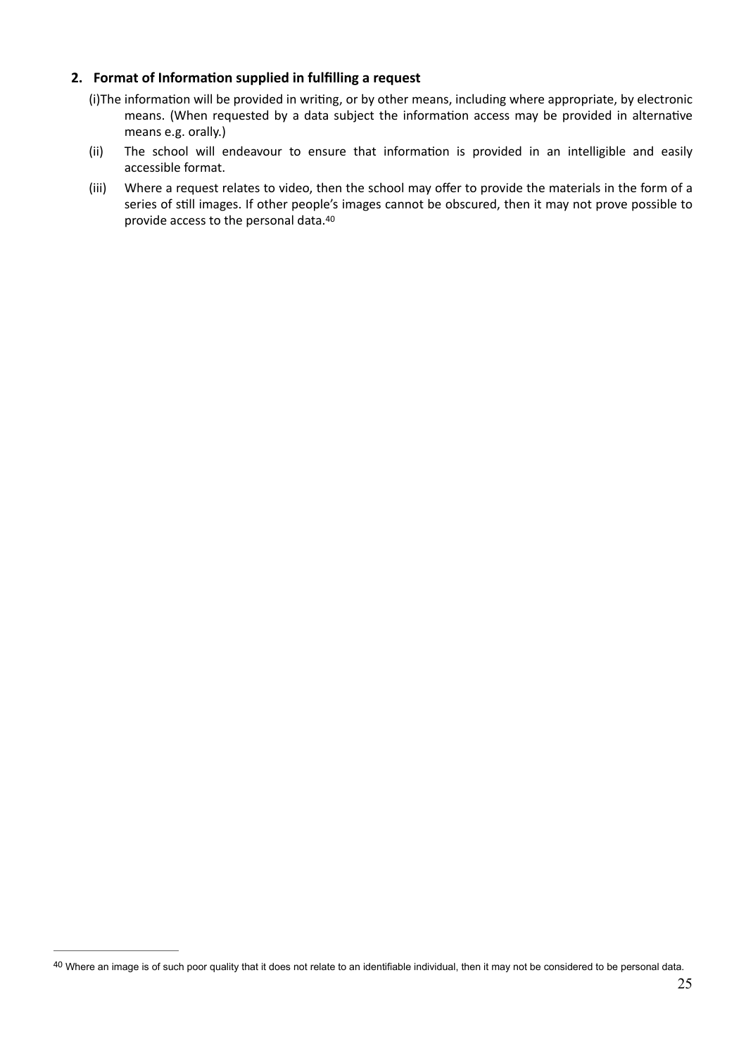## 2. Format of Information supplied in fulfilling a request

(i) The information will be provided in writing, or by other means, including where appropriate, by electronic means. (When requested by a data subject the information access may be provided in alternative means e.g. orally.)

(ii) The school will endeavour to ensure that information is provided in an intelligible and easily accessible format.

(iii) Where a request relates to video, then the school may offer to provide the materials in the form of a series of still images. If other people's images cannot be obscured, then it may not prove possible to provide access to the personal data.[40]

---

[40] Where an image is of such poor quality that it does not relate to an identifiable individual, then it may not be considered to be personal data.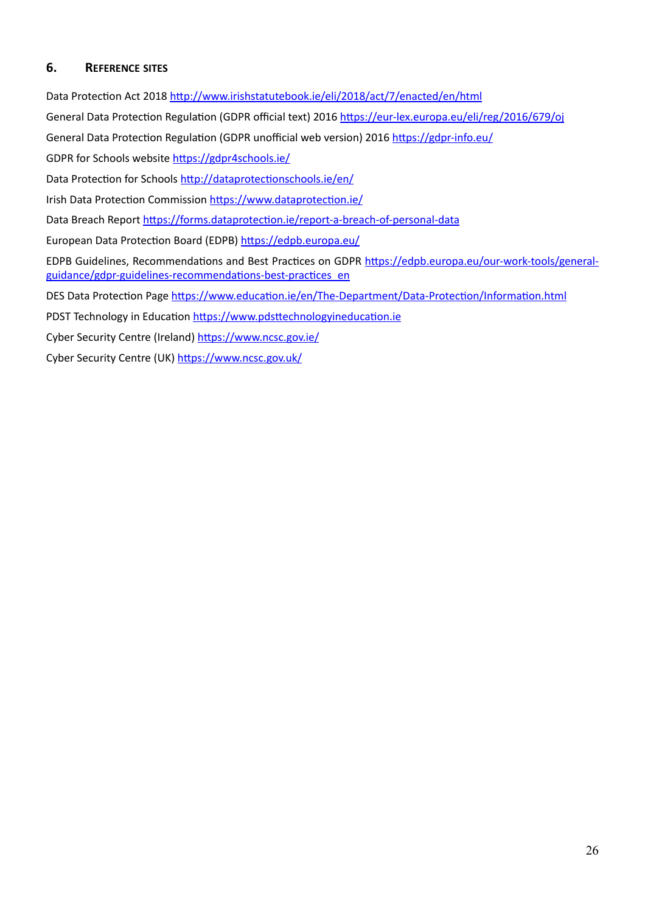## 6. Reference Sites

Data Protection Act 2018 http://www.irishstatutebook.ie/eli/2018/act/7/enacted/en/html

General Data Protection Regulation (GDPR official text) 2016 https://eur-lex.europa.eu/eli/reg/2016/679/oj

General Data Protection Regulation (GDPR unofficial web version) 2016 https://gdpr-info.eu/

GDPR for Schools website https://gdpr4schools.ie/

Data Protection for Schools http://dataprotectionschools.ie/en/

Irish Data Protection Commission https://www.dataprotection.ie/

Data Breach Report https://forms.dataprotection.ie/report-a-breach-of-personal-data

European Data Protection Board (EDPB) https://edpb.europa.eu/

EDPB Guidelines, Recommendations and Best Practices on GDPR https://edpb.europa.eu/our-work-tools/general-guidance/gdpr-guidelines-recommendations-best-practices_en

DES Data Protection Page https://www.education.ie/en/The-Department/Data-Protection/Information.html

PDST Technology in Education https://www.pdsttechnologyineducation.ie

Cyber Security Centre (Ireland) https://www.ncsc.gov.ie/

Cyber Security Centre (UK) https://www.ncsc.gov.uk/